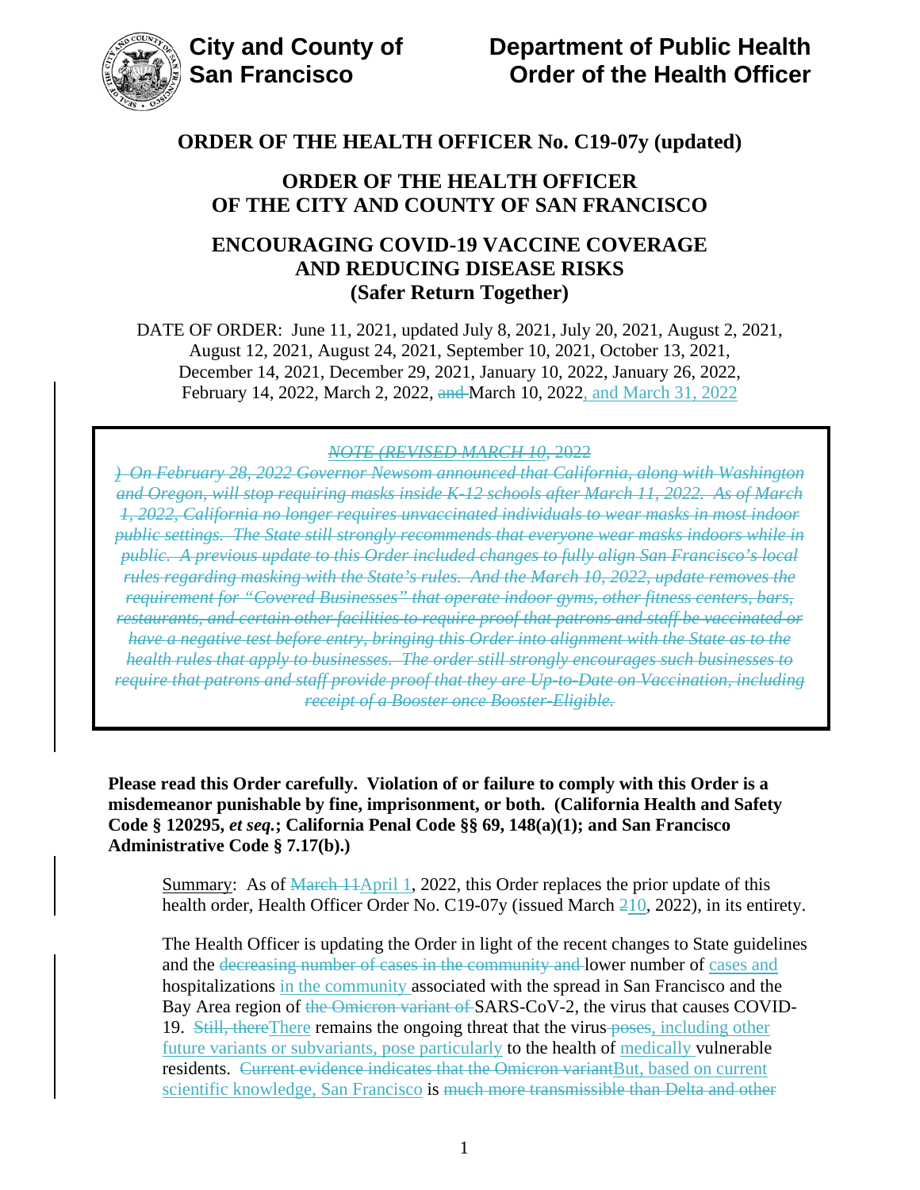**City and County of San Francisco**

**Department of Public Health Order of the Health Officer**

# ORDER OF THE HEALTH OFFICER No. C19-07y (updated)

## ORDER OF THE HEALTH OFFICER OF THE CITY AND COUNTY OF SAN FRANCISCO

## ENCOURAGING COVID-19 VACCINE COVERAGE AND REDUCING DISEASE RISKS (Safer Return Together)

DATE OF ORDER: June 11, 2021, updated July 8, 2021, July 20, 2021, August 2, 2021, August 12, 2021, August 24, 2021, September 10, 2021, October 13, 2021, December 14, 2021, December 29, 2021, January 10, 2022, January 26, 2022, February 14, 2022, March 2, 2022, ~~and~~ March 10, 2022, and March 31, 2022

> ~~*NOTE (REVISED MARCH 10, 2022*~~
>
> ~~*) On February 28, 2022 Governor Newsom announced that California, along with Washington and Oregon, will stop requiring masks inside K-12 schools after March 11, 2022. As of March 1, 2022, California no longer requires unvaccinated individuals to wear masks in most indoor public settings. The State still strongly recommends that everyone wear masks indoors while in public. A previous update to this Order included changes to fully align San Francisco's local rules regarding masking with the State's rules. And the March 10, 2022, update removes the requirement for "Covered Businesses" that operate indoor gyms, other fitness centers, bars, restaurants, and certain other facilities to require proof that patrons and staff be vaccinated or have a negative test before entry, bringing this Order into alignment with the State as to the health rules that apply to businesses. The order still strongly encourages such businesses to require that patrons and staff provide proof that they are Up-to-Date on Vaccination, including receipt of a Booster once Booster-Eligible.*~~

**Please read this Order carefully. Violation of or failure to comply with this Order is a misdemeanor punishable by fine, imprisonment, or both. (California Health and Safety Code § 120295, *et seq.*; California Penal Code §§ 69, 148(a)(1); and San Francisco Administrative Code § 7.17(b).)**

Summary: As of ~~March 11~~April 1, 2022, this Order replaces the prior update of this health order, Health Officer Order No. C19-07y (issued March ~~2~~10, 2022), in its entirety.

The Health Officer is updating the Order in light of the recent changes to State guidelines and the ~~decreasing number of cases in the community and~~ lower number of cases and hospitalizations in the community associated with the spread in San Francisco and the Bay Area region of ~~the Omicron variant of~~ SARS-CoV-2, the virus that causes COVID-19. ~~Still, there~~There remains the ongoing threat that the virus ~~poses~~, including other future variants or subvariants, pose particularly to the health of medically vulnerable residents. ~~Current evidence indicates that the Omicron variant~~But, based on current scientific knowledge, San Francisco is ~~much more transmissible than Delta and other~~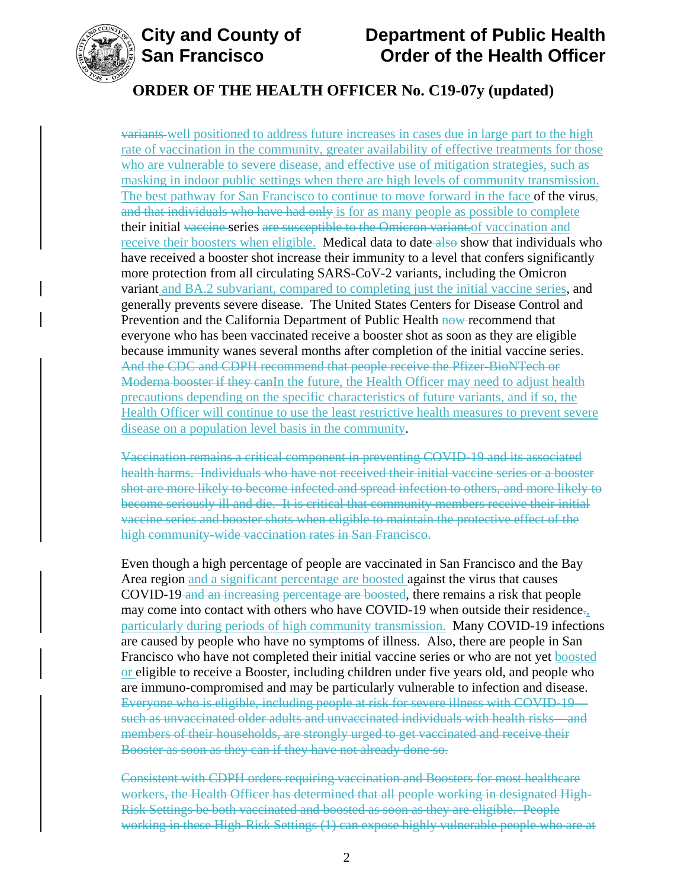~~variants~~ well positioned to address future increases in cases due in large part to the high rate of vaccination in the community, greater availability of effective treatments for those who are vulnerable to severe disease, and effective use of mitigation strategies, such as masking in indoor public settings when there are high levels of community transmission. The best pathway for San Francisco to continue to move forward in the face of the virus~~,~~ ~~and that individuals who have had only~~ is for as many people as possible to complete their initial ~~vaccine~~ series ~~are susceptible to the Omicron variant.~~of vaccination and receive their boosters when eligible. Medical data to date ~~also~~ show that individuals who have received a booster shot increase their immunity to a level that confers significantly more protection from all circulating SARS-CoV-2 variants, including the Omicron variant and BA.2 subvariant, compared to completing just the initial vaccine series, and generally prevents severe disease. The United States Centers for Disease Control and Prevention and the California Department of Public Health ~~now~~ recommend that everyone who has been vaccinated receive a booster shot as soon as they are eligible because immunity wanes several months after completion of the initial vaccine series. ~~And the CDC and CDPH recommend that people receive the Pfizer-BioNTech or Moderna booster if they can~~In the future, the Health Officer may need to adjust health precautions depending on the specific characteristics of future variants, and if so, the Health Officer will continue to use the least restrictive health measures to prevent severe disease on a population level basis in the community.

~~Vaccination remains a critical component in preventing COVID-19 and its associated health harms. Individuals who have not received their initial vaccine series or a booster shot are more likely to become infected and spread infection to others, and more likely to become seriously ill and die. It is critical that community members receive their initial vaccine series and booster shots when eligible to maintain the protective effect of the high community-wide vaccination rates in San Francisco.~~

Even though a high percentage of people are vaccinated in San Francisco and the Bay Area region and a significant percentage are boosted against the virus that causes COVID-19 ~~and an increasing percentage are boosted~~, there remains a risk that people may come into contact with others who have COVID-19 when outside their residence~~.~~, particularly during periods of high community transmission. Many COVID-19 infections are caused by people who have no symptoms of illness. Also, there are people in San Francisco who have not completed their initial vaccine series or who are not yet boosted or eligible to receive a Booster, including children under five years old, and people who are immuno-compromised and may be particularly vulnerable to infection and disease. ~~Everyone who is eligible, including people at risk for severe illness with COVID-19—such as unvaccinated older adults and unvaccinated individuals with health risks—and members of their households, are strongly urged to get vaccinated and receive their Booster as soon as they can if they have not already done so.~~

~~Consistent with CDPH orders requiring vaccination and Boosters for most healthcare workers, the Health Officer has determined that all people working in designated High-Risk Settings be both vaccinated and boosted as soon as they are eligible. People working in these High-Risk Settings (1) can expose highly vulnerable people who are at~~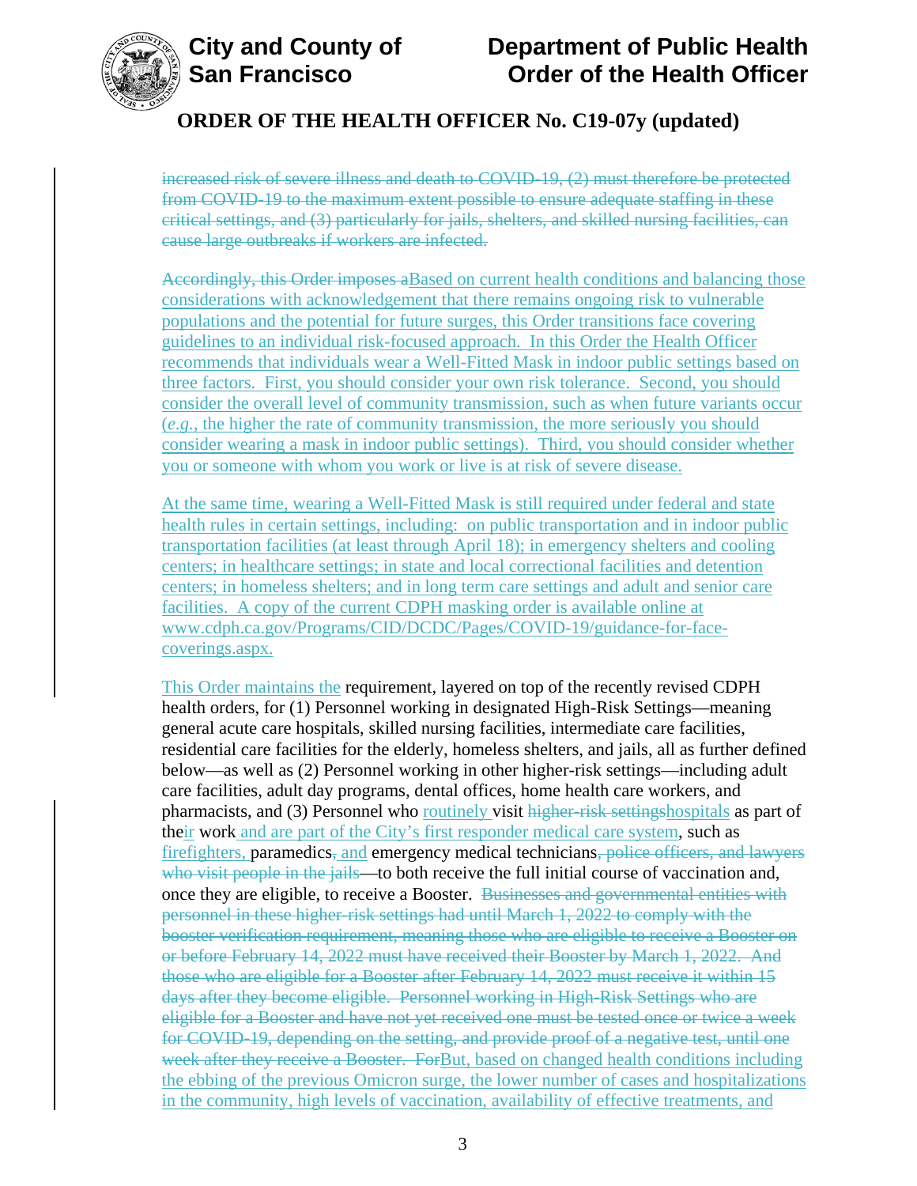increased risk of severe illness and death to COVID-19, (2) must therefore be protected from COVID-19 to the maximum extent possible to ensure adequate staffing in these critical settings, and (3) particularly for jails, shelters, and skilled nursing facilities, can cause large outbreaks if workers are infected.

Accordingly, this Order imposes aBased on current health conditions and balancing those considerations with acknowledgement that there remains ongoing risk to vulnerable populations and the potential for future surges, this Order transitions face covering guidelines to an individual risk-focused approach. In this Order the Health Officer recommends that individuals wear a Well-Fitted Mask in indoor public settings based on three factors. First, you should consider your own risk tolerance. Second, you should consider the overall level of community transmission, such as when future variants occur (*e.g.*, the higher the rate of community transmission, the more seriously you should consider wearing a mask in indoor public settings). Third, you should consider whether you or someone with whom you work or live is at risk of severe disease.

At the same time, wearing a Well-Fitted Mask is still required under federal and state health rules in certain settings, including: on public transportation and in indoor public transportation facilities (at least through April 18); in emergency shelters and cooling centers; in healthcare settings; in state and local correctional facilities and detention centers; in homeless shelters; and in long term care settings and adult and senior care facilities. A copy of the current CDPH masking order is available online at www.cdph.ca.gov/Programs/CID/DCDC/Pages/COVID-19/guidance-for-face-coverings.aspx.

This Order maintains the requirement, layered on top of the recently revised CDPH health orders, for (1) Personnel working in designated High-Risk Settings—meaning general acute care hospitals, skilled nursing facilities, intermediate care facilities, residential care facilities for the elderly, homeless shelters, and jails, all as further defined below—as well as (2) Personnel working in other higher-risk settings—including adult care facilities, adult day programs, dental offices, home health care workers, and pharmacists, and (3) Personnel who routinely visit higher-risk settingshospitals as part of their work and are part of the City's first responder medical care system, such as firefighters, paramedics, and emergency medical technicians, police officers, and lawyers who visit people in the jails—to both receive the full initial course of vaccination and, once they are eligible, to receive a Booster. Businesses and governmental entities with personnel in these higher-risk settings had until March 1, 2022 to comply with the booster verification requirement, meaning those who are eligible to receive a Booster on or before February 14, 2022 must have received their Booster by March 1, 2022. And those who are eligible for a Booster after February 14, 2022 must receive it within 15 days after they become eligible. Personnel working in High-Risk Settings who are eligible for a Booster and have not yet received one must be tested once or twice a week for COVID-19, depending on the setting, and provide proof of a negative test, until one week after they receive a Booster. ForBut, based on changed health conditions including the ebbing of the previous Omicron surge, the lower number of cases and hospitalizations in the community, high levels of vaccination, availability of effective treatments, and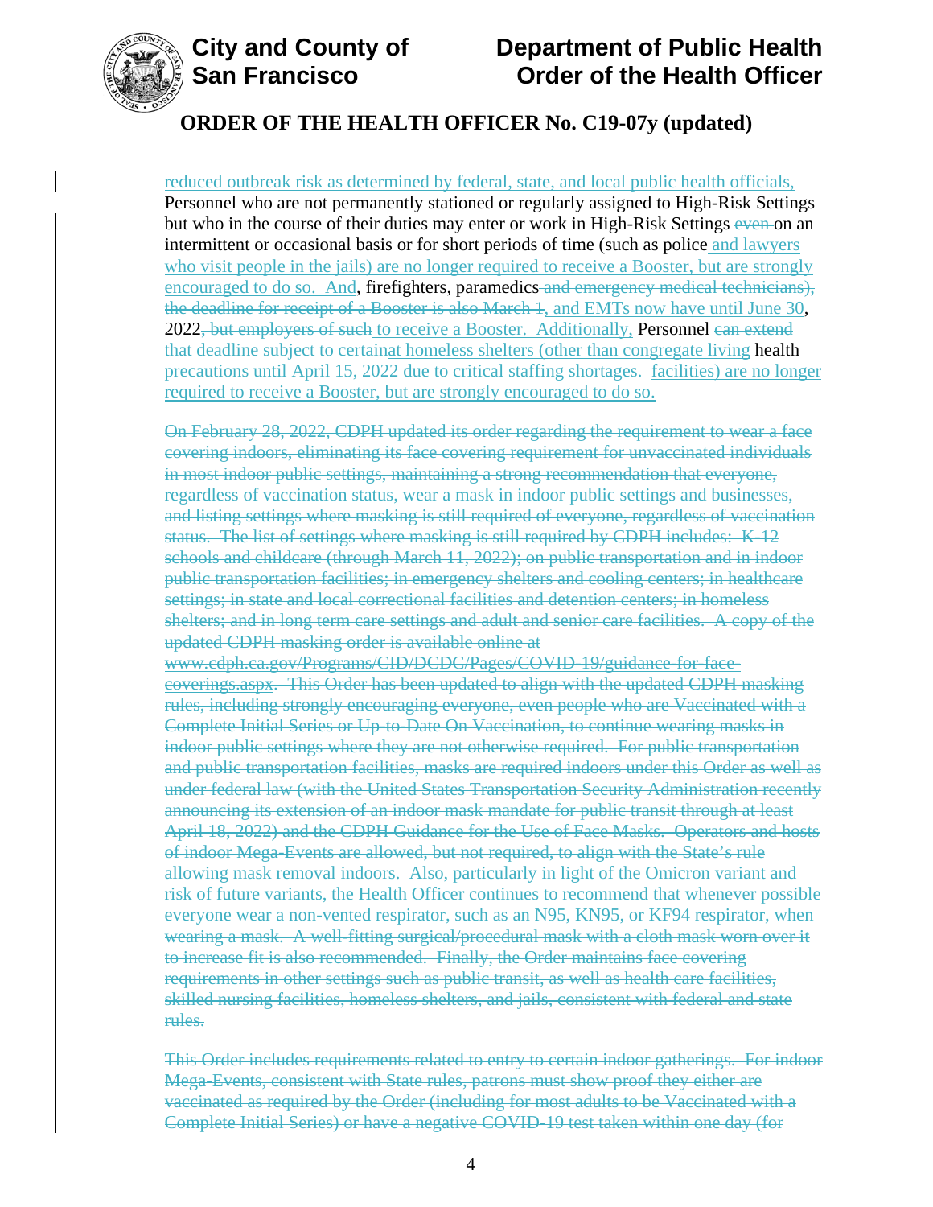reduced outbreak risk as determined by federal, state, and local public health officials, Personnel who are not permanently stationed or regularly assigned to High-Risk Settings but who in the course of their duties may enter or work in High-Risk Settings ~~even~~ on an intermittent or occasional basis or for short periods of time (such as police and lawyers who visit people in the jails) are no longer required to receive a Booster, but are strongly encouraged to do so. And, firefighters, paramedics ~~and emergency medical technicians), the deadline for receipt of a Booster is also March 1~~, and EMTs now have until June 30, 2022~~, but employers of such~~ to receive a Booster. Additionally, Personnel ~~can extend that deadline subject to certain~~at homeless shelters (other than congregate living health ~~precautions until April 15, 2022 due to critical staffing shortages.~~ facilities) are no longer required to receive a Booster, but are strongly encouraged to do so.

~~On February 28, 2022, CDPH updated its order regarding the requirement to wear a face covering indoors, eliminating its face covering requirement for unvaccinated individuals in most indoor public settings, maintaining a strong recommendation that everyone, regardless of vaccination status, wear a mask in indoor public settings and businesses, and listing settings where masking is still required of everyone, regardless of vaccination status. The list of settings where masking is still required by CDPH includes: K-12 schools and childcare (through March 11, 2022); on public transportation and in indoor public transportation facilities; in emergency shelters and cooling centers; in healthcare settings; in state and local correctional facilities and detention centers; in homeless shelters; and in long term care settings and adult and senior care facilities. A copy of the updated CDPH masking order is available online at www.cdph.ca.gov/Programs/CID/DCDC/Pages/COVID-19/guidance-for-face-coverings.aspx. This Order has been updated to align with the updated CDPH masking rules, including strongly encouraging everyone, even people who are Vaccinated with a Complete Initial Series or Up-to-Date On Vaccination, to continue wearing masks in indoor public settings where they are not otherwise required. For public transportation and public transportation facilities, masks are required indoors under this Order as well as under federal law (with the United States Transportation Security Administration recently announcing its extension of an indoor mask mandate for public transit through at least April 18, 2022) and the CDPH Guidance for the Use of Face Masks. Operators and hosts of indoor Mega-Events are allowed, but not required, to align with the State's rule allowing mask removal indoors. Also, particularly in light of the Omicron variant and risk of future variants, the Health Officer continues to recommend that whenever possible everyone wear a non-vented respirator, such as an N95, KN95, or KF94 respirator, when wearing a mask. A well-fitting surgical/procedural mask with a cloth mask worn over it to increase fit is also recommended. Finally, the Order maintains face covering requirements in other settings such as public transit, as well as health care facilities, skilled nursing facilities, homeless shelters, and jails, consistent with federal and state rules.~~

~~This Order includes requirements related to entry to certain indoor gatherings. For indoor Mega-Events, consistent with State rules, patrons must show proof they either are vaccinated as required by the Order (including for most adults to be Vaccinated with a Complete Initial Series) or have a negative COVID-19 test taken within one day (for~~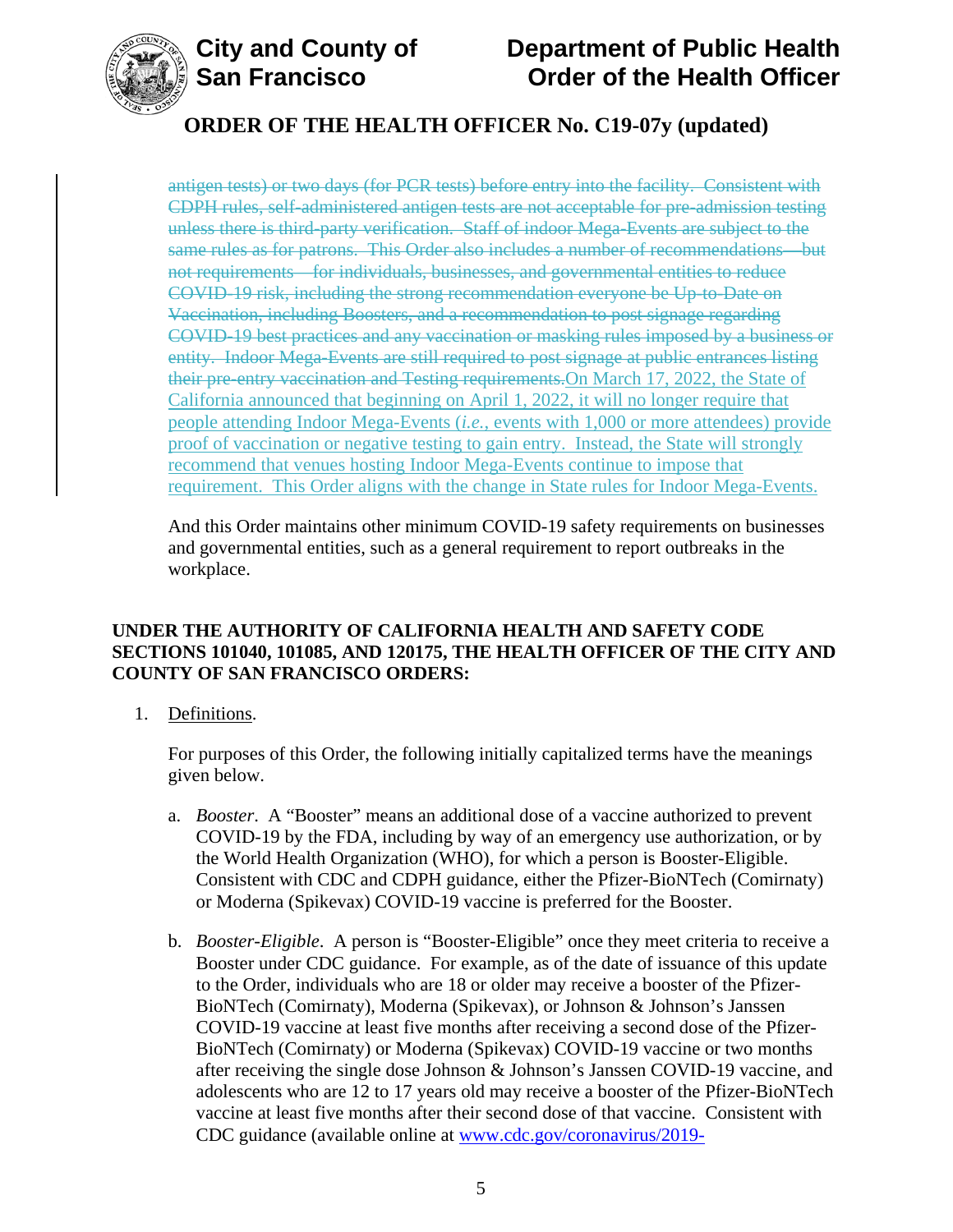~~antigen tests) or two days (for PCR tests) before entry into the facility. Consistent with CDPH rules, self-administered antigen tests are not acceptable for pre-admission testing unless there is third-party verification. Staff of indoor Mega-Events are subject to the same rules as for patrons. This Order also includes a number of recommendations—but not requirements—for individuals, businesses, and governmental entities to reduce COVID-19 risk, including the strong recommendation everyone be Up-to-Date on Vaccination, including Boosters, and a recommendation to post signage regarding COVID-19 best practices and any vaccination or masking rules imposed by a business or entity. Indoor Mega-Events are still required to post signage at public entrances listing their pre-entry vaccination and Testing requirements.~~ On March 17, 2022, the State of California announced that beginning on April 1, 2022, it will no longer require that people attending Indoor Mega-Events (*i.e.*, events with 1,000 or more attendees) provide proof of vaccination or negative testing to gain entry. Instead, the State will strongly recommend that venues hosting Indoor Mega-Events continue to impose that requirement. This Order aligns with the change in State rules for Indoor Mega-Events.

And this Order maintains other minimum COVID-19 safety requirements on businesses and governmental entities, such as a general requirement to report outbreaks in the workplace.

**UNDER THE AUTHORITY OF CALIFORNIA HEALTH AND SAFETY CODE SECTIONS 101040, 101085, AND 120175, THE HEALTH OFFICER OF THE CITY AND COUNTY OF SAN FRANCISCO ORDERS:**

1. Definitions.

   For purposes of this Order, the following initially capitalized terms have the meanings given below.

   a. *Booster*. A "Booster" means an additional dose of a vaccine authorized to prevent COVID-19 by the FDA, including by way of an emergency use authorization, or by the World Health Organization (WHO), for which a person is Booster-Eligible. Consistent with CDC and CDPH guidance, either the Pfizer-BioNTech (Comirnaty) or Moderna (Spikevax) COVID-19 vaccine is preferred for the Booster.

   b. *Booster-Eligible*. A person is "Booster-Eligible" once they meet criteria to receive a Booster under CDC guidance. For example, as of the date of issuance of this update to the Order, individuals who are 18 or older may receive a booster of the Pfizer-BioNTech (Comirnaty), Moderna (Spikevax), or Johnson & Johnson's Janssen COVID-19 vaccine at least five months after receiving a second dose of the Pfizer-BioNTech (Comirnaty) or Moderna (Spikevax) COVID-19 vaccine or two months after receiving the single dose Johnson & Johnson's Janssen COVID-19 vaccine, and adolescents who are 12 to 17 years old may receive a booster of the Pfizer-BioNTech vaccine at least five months after their second dose of that vaccine. Consistent with CDC guidance (available online at www.cdc.gov/coronavirus/2019-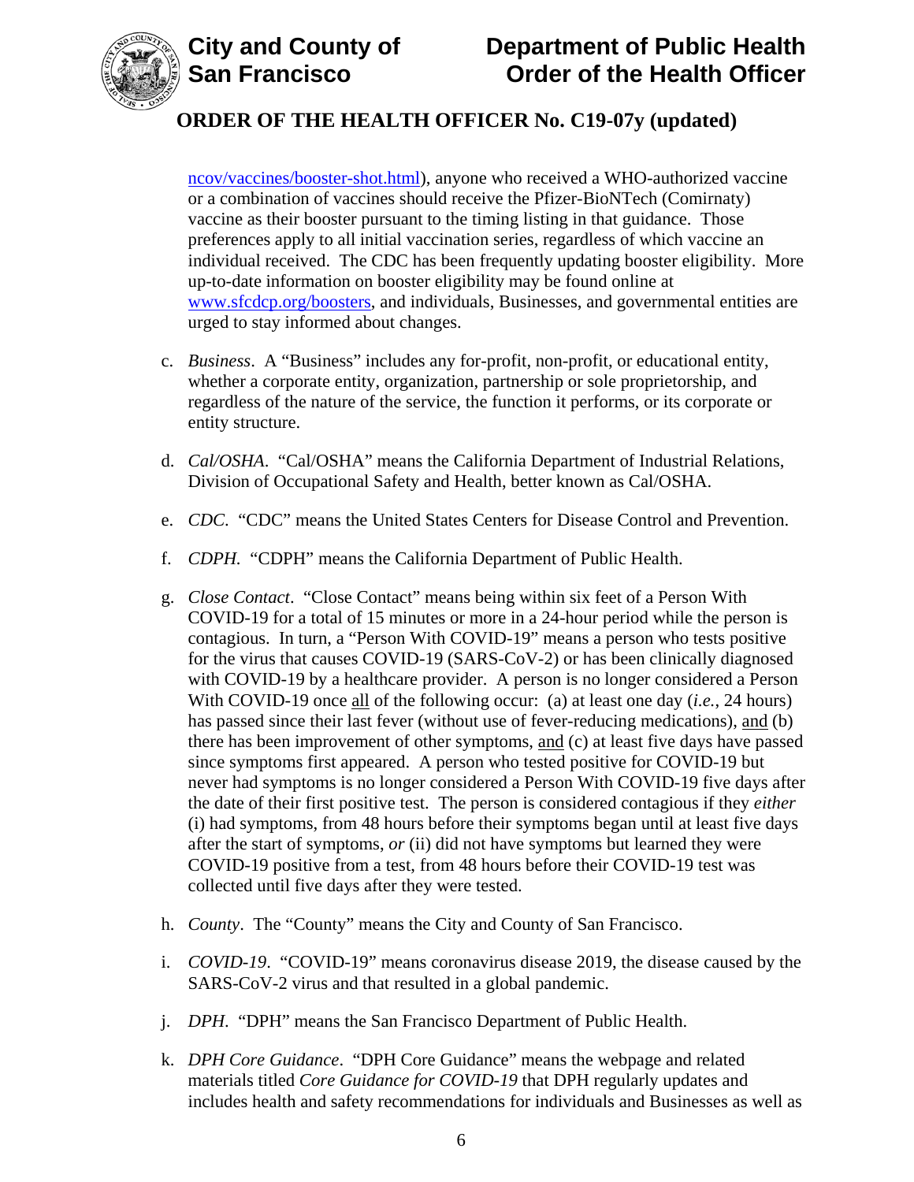ncov/vaccines/booster-shot.html), anyone who received a WHO-authorized vaccine or a combination of vaccines should receive the Pfizer-BioNTech (Comirnaty) vaccine as their booster pursuant to the timing listing in that guidance. Those preferences apply to all initial vaccination series, regardless of which vaccine an individual received. The CDC has been frequently updating booster eligibility. More up-to-date information on booster eligibility may be found online at www.sfcdcp.org/boosters, and individuals, Businesses, and governmental entities are urged to stay informed about changes.

c. *Business*. A "Business" includes any for-profit, non-profit, or educational entity, whether a corporate entity, organization, partnership or sole proprietorship, and regardless of the nature of the service, the function it performs, or its corporate or entity structure.

d. *Cal/OSHA*. "Cal/OSHA" means the California Department of Industrial Relations, Division of Occupational Safety and Health, better known as Cal/OSHA.

e. *CDC*. "CDC" means the United States Centers for Disease Control and Prevention.

f. *CDPH*. "CDPH" means the California Department of Public Health.

g. *Close Contact*. "Close Contact" means being within six feet of a Person With COVID-19 for a total of 15 minutes or more in a 24-hour period while the person is contagious. In turn, a "Person With COVID-19" means a person who tests positive for the virus that causes COVID-19 (SARS-CoV-2) or has been clinically diagnosed with COVID-19 by a healthcare provider. A person is no longer considered a Person With COVID-19 once all of the following occur: (a) at least one day (*i.e.*, 24 hours) has passed since their last fever (without use of fever-reducing medications), and (b) there has been improvement of other symptoms, and (c) at least five days have passed since symptoms first appeared. A person who tested positive for COVID-19 but never had symptoms is no longer considered a Person With COVID-19 five days after the date of their first positive test. The person is considered contagious if they *either* (i) had symptoms, from 48 hours before their symptoms began until at least five days after the start of symptoms, *or* (ii) did not have symptoms but learned they were COVID-19 positive from a test, from 48 hours before their COVID-19 test was collected until five days after they were tested.

h. *County*. The "County" means the City and County of San Francisco.

i. *COVID-19*. "COVID-19" means coronavirus disease 2019, the disease caused by the SARS-CoV-2 virus and that resulted in a global pandemic.

j. *DPH*. "DPH" means the San Francisco Department of Public Health.

k. *DPH Core Guidance*. "DPH Core Guidance" means the webpage and related materials titled *Core Guidance for COVID-19* that DPH regularly updates and includes health and safety recommendations for individuals and Businesses as well as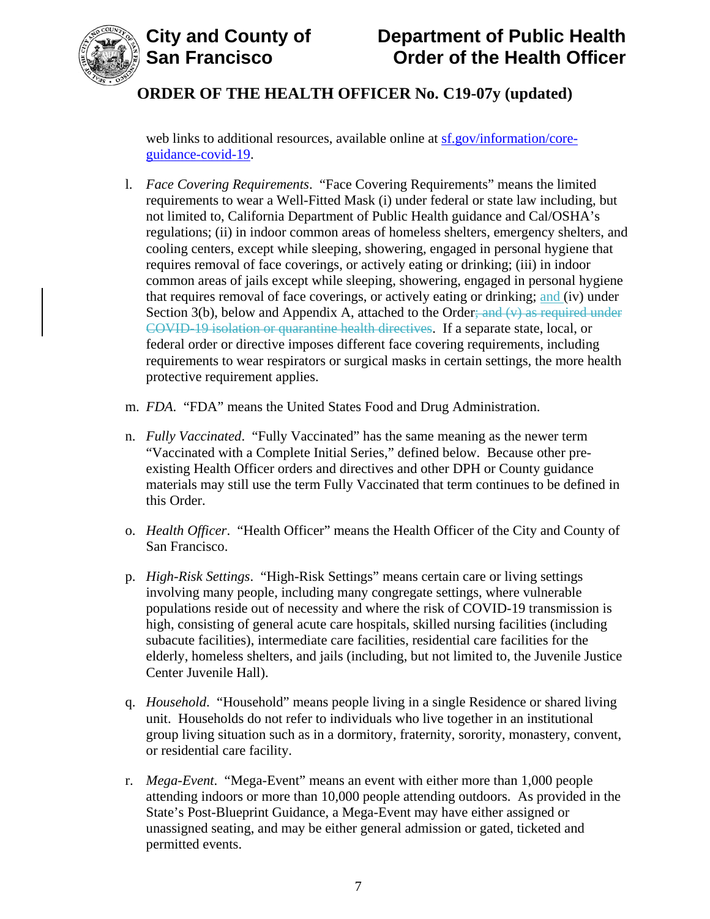web links to additional resources, available online at [sf.gov/information/core-guidance-covid-19](sf.gov/information/core-guidance-covid-19).

l. *Face Covering Requirements*. "Face Covering Requirements" means the limited requirements to wear a Well-Fitted Mask (i) under federal or state law including, but not limited to, California Department of Public Health guidance and Cal/OSHA's regulations; (ii) in indoor common areas of homeless shelters, emergency shelters, and cooling centers, except while sleeping, showering, engaged in personal hygiene that requires removal of face coverings, or actively eating or drinking; (iii) in indoor common areas of jails except while sleeping, showering, engaged in personal hygiene that requires removal of face coverings, or actively eating or drinking; and (iv) under Section 3(b), below and Appendix A, attached to the Order~~; and (v) as required under COVID-19 isolation or quarantine health directives~~. If a separate state, local, or federal order or directive imposes different face covering requirements, including requirements to wear respirators or surgical masks in certain settings, the more health protective requirement applies.

m. *FDA*. "FDA" means the United States Food and Drug Administration.

n. *Fully Vaccinated*. "Fully Vaccinated" has the same meaning as the newer term "Vaccinated with a Complete Initial Series," defined below. Because other pre-existing Health Officer orders and directives and other DPH or County guidance materials may still use the term Fully Vaccinated that term continues to be defined in this Order.

o. *Health Officer*. "Health Officer" means the Health Officer of the City and County of San Francisco.

p. *High-Risk Settings*. "High-Risk Settings" means certain care or living settings involving many people, including many congregate settings, where vulnerable populations reside out of necessity and where the risk of COVID-19 transmission is high, consisting of general acute care hospitals, skilled nursing facilities (including subacute facilities), intermediate care facilities, residential care facilities for the elderly, homeless shelters, and jails (including, but not limited to, the Juvenile Justice Center Juvenile Hall).

q. *Household*. "Household" means people living in a single Residence or shared living unit. Households do not refer to individuals who live together in an institutional group living situation such as in a dormitory, fraternity, sorority, monastery, convent, or residential care facility.

r. *Mega-Event*. "Mega-Event" means an event with either more than 1,000 people attending indoors or more than 10,000 people attending outdoors. As provided in the State's Post-Blueprint Guidance, a Mega-Event may have either assigned or unassigned seating, and may be either general admission or gated, ticketed and permitted events.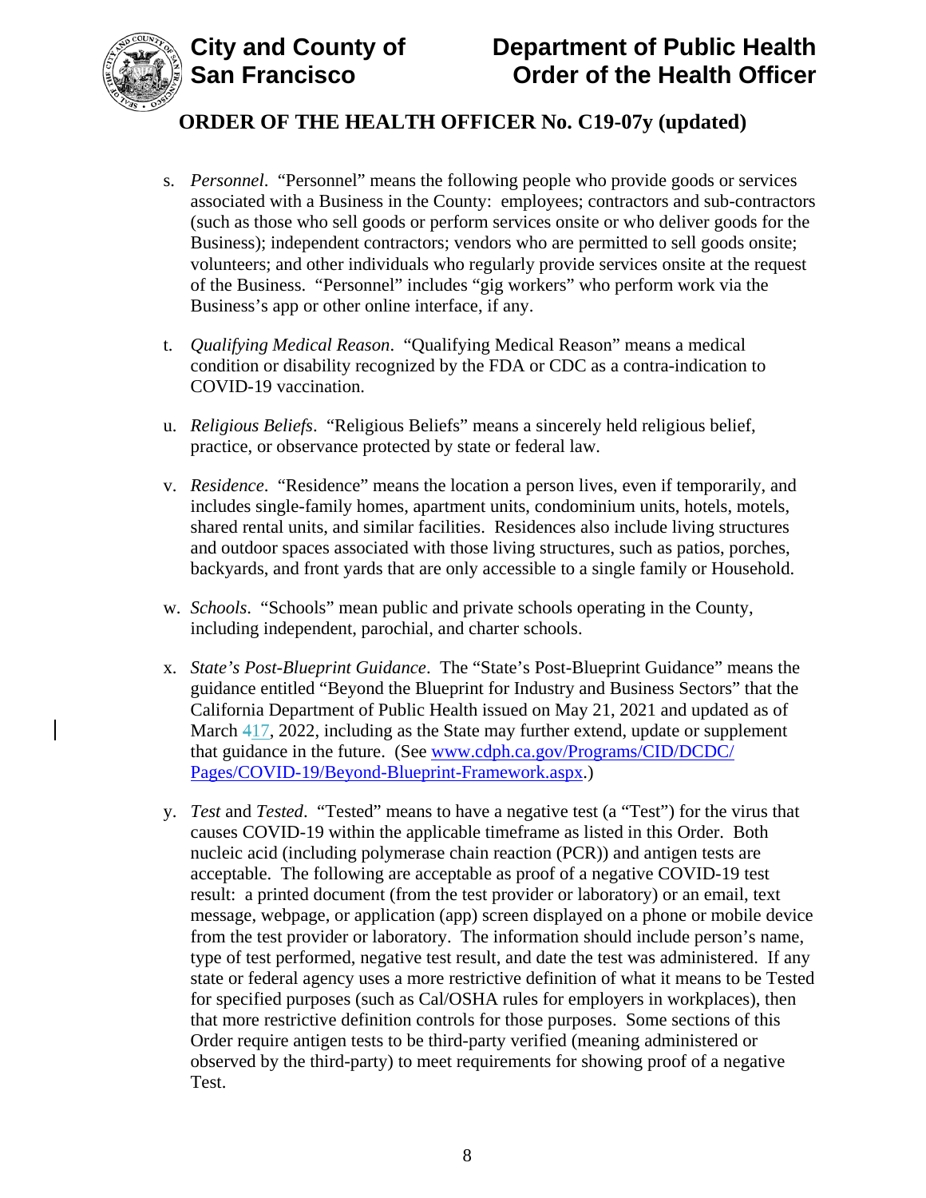s. *Personnel*. "Personnel" means the following people who provide goods or services associated with a Business in the County: employees; contractors and sub-contractors (such as those who sell goods or perform services onsite or who deliver goods for the Business); independent contractors; vendors who are permitted to sell goods onsite; volunteers; and other individuals who regularly provide services onsite at the request of the Business. "Personnel" includes "gig workers" who perform work via the Business's app or other online interface, if any.

t. *Qualifying Medical Reason*. "Qualifying Medical Reason" means a medical condition or disability recognized by the FDA or CDC as a contra-indication to COVID-19 vaccination.

u. *Religious Beliefs*. "Religious Beliefs" means a sincerely held religious belief, practice, or observance protected by state or federal law.

v. *Residence*. "Residence" means the location a person lives, even if temporarily, and includes single-family homes, apartment units, condominium units, hotels, motels, shared rental units, and similar facilities. Residences also include living structures and outdoor spaces associated with those living structures, such as patios, porches, backyards, and front yards that are only accessible to a single family or Household.

w. *Schools*. "Schools" mean public and private schools operating in the County, including independent, parochial, and charter schools.

x. *State's Post-Blueprint Guidance*. The "State's Post-Blueprint Guidance" means the guidance entitled "Beyond the Blueprint for Industry and Business Sectors" that the California Department of Public Health issued on May 21, 2021 and updated as of March ~~4~~17, 2022, including as the State may further extend, update or supplement that guidance in the future. (See [www.cdph.ca.gov/Programs/CID/DCDC/Pages/COVID-19/Beyond-Blueprint-Framework.aspx](www.cdph.ca.gov/Programs/CID/DCDC/Pages/COVID-19/Beyond-Blueprint-Framework.aspx).)

y. *Test* and *Tested*. "Tested" means to have a negative test (a "Test") for the virus that causes COVID-19 within the applicable timeframe as listed in this Order. Both nucleic acid (including polymerase chain reaction (PCR)) and antigen tests are acceptable. The following are acceptable as proof of a negative COVID-19 test result: a printed document (from the test provider or laboratory) or an email, text message, webpage, or application (app) screen displayed on a phone or mobile device from the test provider or laboratory. The information should include person's name, type of test performed, negative test result, and date the test was administered. If any state or federal agency uses a more restrictive definition of what it means to be Tested for specified purposes (such as Cal/OSHA rules for employers in workplaces), then that more restrictive definition controls for those purposes. Some sections of this Order require antigen tests to be third-party verified (meaning administered or observed by the third-party) to meet requirements for showing proof of a negative Test.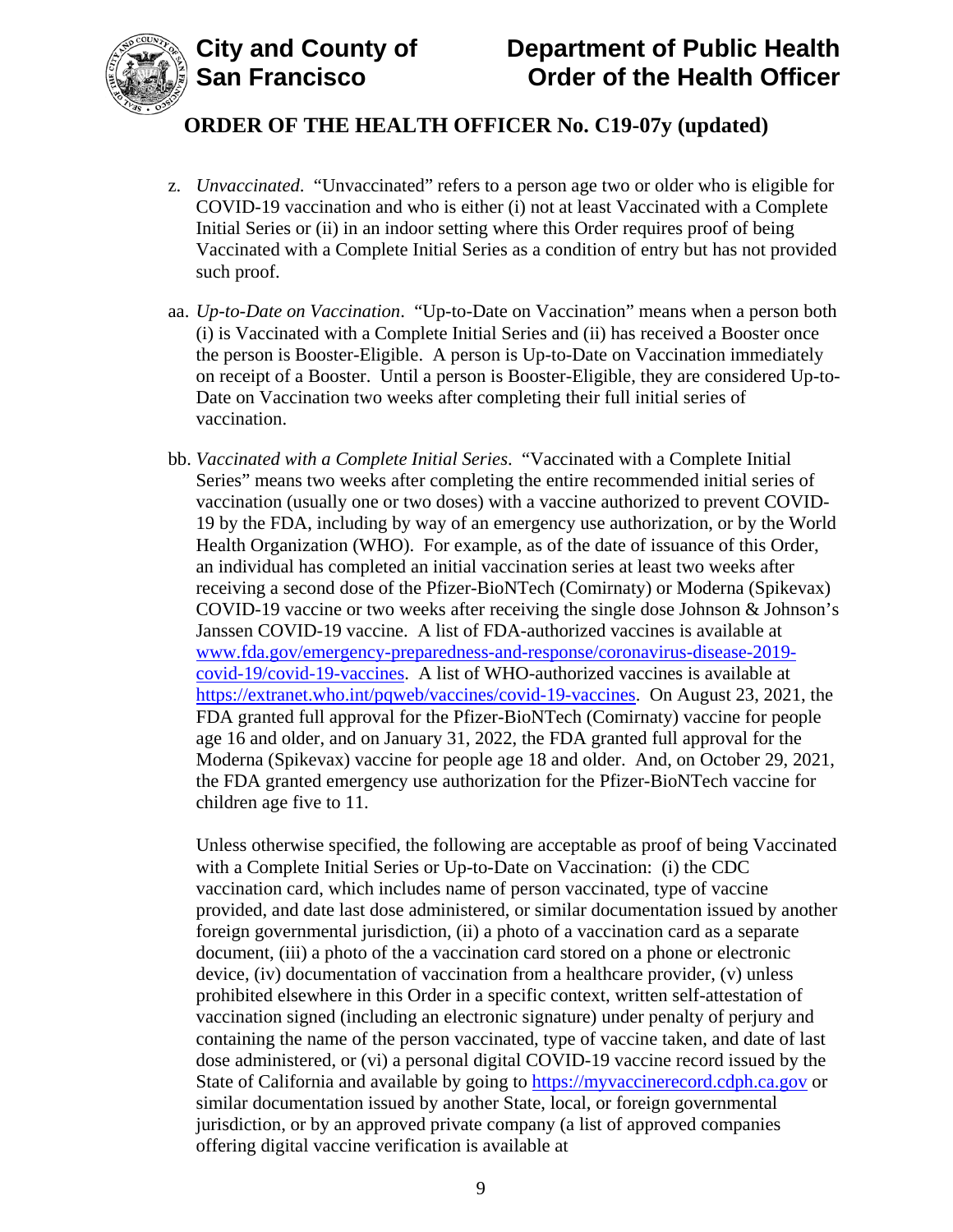z. *Unvaccinated*. "Unvaccinated" refers to a person age two or older who is eligible for COVID-19 vaccination and who is either (i) not at least Vaccinated with a Complete Initial Series or (ii) in an indoor setting where this Order requires proof of being Vaccinated with a Complete Initial Series as a condition of entry but has not provided such proof.

aa. *Up-to-Date on Vaccination*. "Up-to-Date on Vaccination" means when a person both (i) is Vaccinated with a Complete Initial Series and (ii) has received a Booster once the person is Booster-Eligible. A person is Up-to-Date on Vaccination immediately on receipt of a Booster. Until a person is Booster-Eligible, they are considered Up-to-Date on Vaccination two weeks after completing their full initial series of vaccination.

bb. *Vaccinated with a Complete Initial Series*. "Vaccinated with a Complete Initial Series" means two weeks after completing the entire recommended initial series of vaccination (usually one or two doses) with a vaccine authorized to prevent COVID-19 by the FDA, including by way of an emergency use authorization, or by the World Health Organization (WHO). For example, as of the date of issuance of this Order, an individual has completed an initial vaccination series at least two weeks after receiving a second dose of the Pfizer-BioNTech (Comirnaty) or Moderna (Spikevax) COVID-19 vaccine or two weeks after receiving the single dose Johnson & Johnson's Janssen COVID-19 vaccine. A list of FDA-authorized vaccines is available at [www.fda.gov/emergency-preparedness-and-response/coronavirus-disease-2019-covid-19/covid-19-vaccines](www.fda.gov/emergency-preparedness-and-response/coronavirus-disease-2019-covid-19/covid-19-vaccines). A list of WHO-authorized vaccines is available at [https://extranet.who.int/pqweb/vaccines/covid-19-vaccines](https://extranet.who.int/pqweb/vaccines/covid-19-vaccines). On August 23, 2021, the FDA granted full approval for the Pfizer-BioNTech (Comirnaty) vaccine for people age 16 and older, and on January 31, 2022, the FDA granted full approval for the Moderna (Spikevax) vaccine for people age 18 and older. And, on October 29, 2021, the FDA granted emergency use authorization for the Pfizer-BioNTech vaccine for children age five to 11.

Unless otherwise specified, the following are acceptable as proof of being Vaccinated with a Complete Initial Series or Up-to-Date on Vaccination: (i) the CDC vaccination card, which includes name of person vaccinated, type of vaccine provided, and date last dose administered, or similar documentation issued by another foreign governmental jurisdiction, (ii) a photo of a vaccination card as a separate document, (iii) a photo of the a vaccination card stored on a phone or electronic device, (iv) documentation of vaccination from a healthcare provider, (v) unless prohibited elsewhere in this Order in a specific context, written self-attestation of vaccination signed (including an electronic signature) under penalty of perjury and containing the name of the person vaccinated, type of vaccine taken, and date of last dose administered, or (vi) a personal digital COVID-19 vaccine record issued by the State of California and available by going to [https://myvaccinerecord.cdph.ca.gov](https://myvaccinerecord.cdph.ca.gov) or similar documentation issued by another State, local, or foreign governmental jurisdiction, or by an approved private company (a list of approved companies offering digital vaccine verification is available at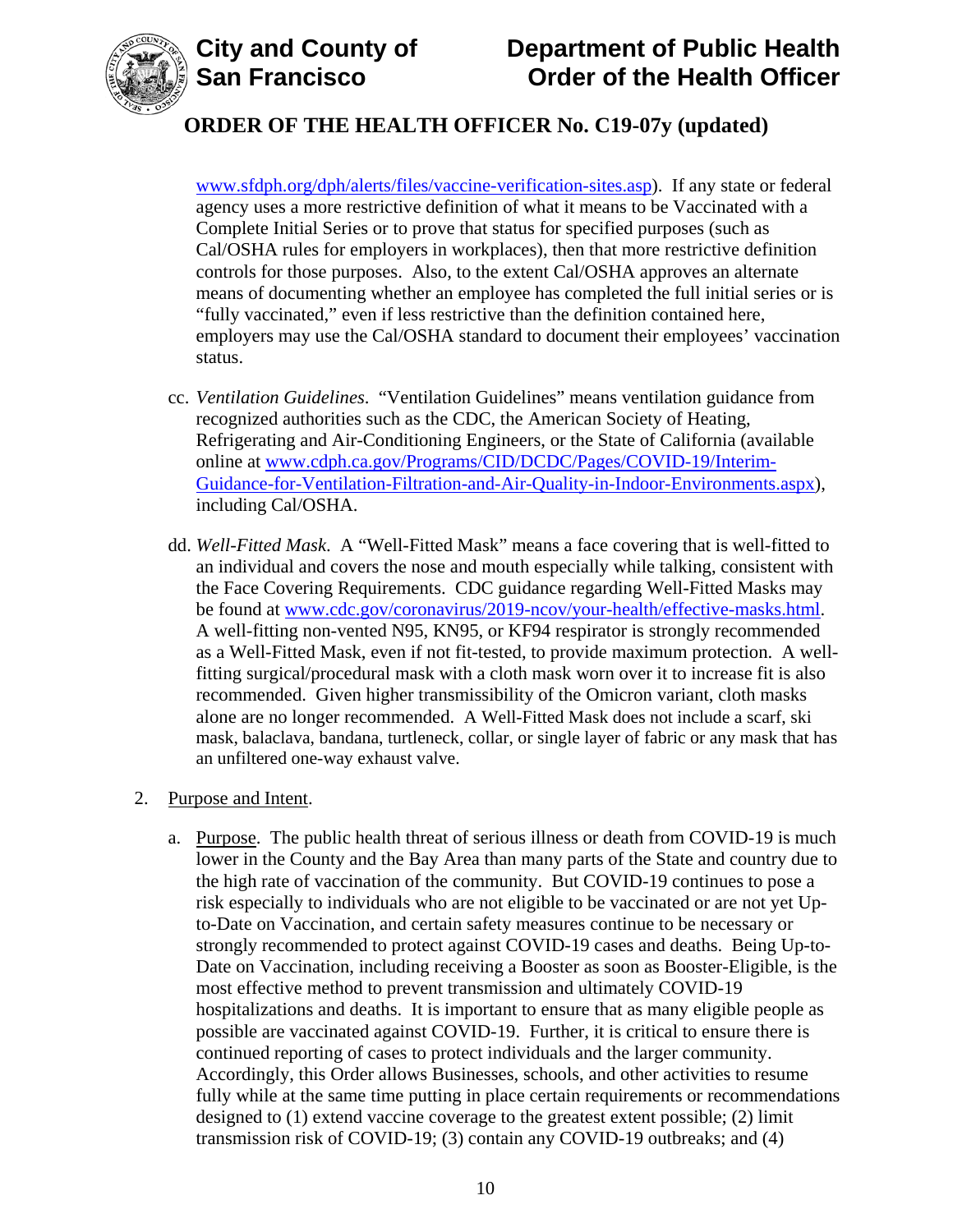www.sfdph.org/dph/alerts/files/vaccine-verification-sites.asp). If any state or federal agency uses a more restrictive definition of what it means to be Vaccinated with a Complete Initial Series or to prove that status for specified purposes (such as Cal/OSHA rules for employers in workplaces), then that more restrictive definition controls for those purposes. Also, to the extent Cal/OSHA approves an alternate means of documenting whether an employee has completed the full initial series or is "fully vaccinated," even if less restrictive than the definition contained here, employers may use the Cal/OSHA standard to document their employees' vaccination status.

cc. *Ventilation Guidelines*. "Ventilation Guidelines" means ventilation guidance from recognized authorities such as the CDC, the American Society of Heating, Refrigerating and Air-Conditioning Engineers, or the State of California (available online at www.cdph.ca.gov/Programs/CID/DCDC/Pages/COVID-19/Interim-Guidance-for-Ventilation-Filtration-and-Air-Quality-in-Indoor-Environments.aspx), including Cal/OSHA.

dd. *Well-Fitted Mask*. A "Well-Fitted Mask" means a face covering that is well-fitted to an individual and covers the nose and mouth especially while talking, consistent with the Face Covering Requirements. CDC guidance regarding Well-Fitted Masks may be found at www.cdc.gov/coronavirus/2019-ncov/your-health/effective-masks.html. A well-fitting non-vented N95, KN95, or KF94 respirator is strongly recommended as a Well-Fitted Mask, even if not fit-tested, to provide maximum protection. A well-fitting surgical/procedural mask with a cloth mask worn over it to increase fit is also recommended. Given higher transmissibility of the Omicron variant, cloth masks alone are no longer recommended. A Well-Fitted Mask does not include a scarf, ski mask, balaclava, bandana, turtleneck, collar, or single layer of fabric or any mask that has an unfiltered one-way exhaust valve.

2. Purpose and Intent.

   a. Purpose. The public health threat of serious illness or death from COVID-19 is much lower in the County and the Bay Area than many parts of the State and country due to the high rate of vaccination of the community. But COVID-19 continues to pose a risk especially to individuals who are not eligible to be vaccinated or are not yet Up-to-Date on Vaccination, and certain safety measures continue to be necessary or strongly recommended to protect against COVID-19 cases and deaths. Being Up-to-Date on Vaccination, including receiving a Booster as soon as Booster-Eligible, is the most effective method to prevent transmission and ultimately COVID-19 hospitalizations and deaths. It is important to ensure that as many eligible people as possible are vaccinated against COVID-19. Further, it is critical to ensure there is continued reporting of cases to protect individuals and the larger community. Accordingly, this Order allows Businesses, schools, and other activities to resume fully while at the same time putting in place certain requirements or recommendations designed to (1) extend vaccine coverage to the greatest extent possible; (2) limit transmission risk of COVID-19; (3) contain any COVID-19 outbreaks; and (4)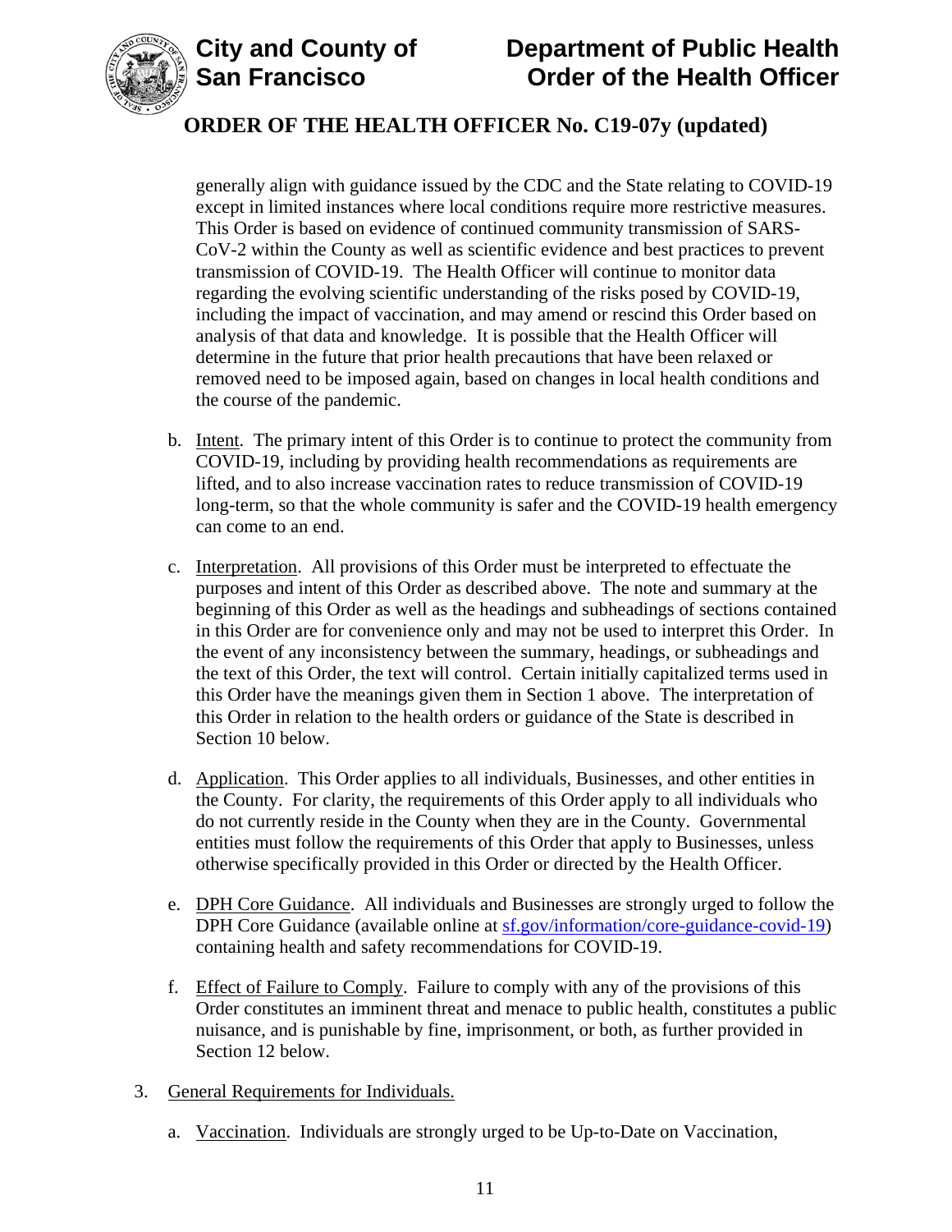generally align with guidance issued by the CDC and the State relating to COVID-19 except in limited instances where local conditions require more restrictive measures. This Order is based on evidence of continued community transmission of SARS-CoV-2 within the County as well as scientific evidence and best practices to prevent transmission of COVID-19. The Health Officer will continue to monitor data regarding the evolving scientific understanding of the risks posed by COVID-19, including the impact of vaccination, and may amend or rescind this Order based on analysis of that data and knowledge. It is possible that the Health Officer will determine in the future that prior health precautions that have been relaxed or removed need to be imposed again, based on changes in local health conditions and the course of the pandemic.

b. Intent. The primary intent of this Order is to continue to protect the community from COVID-19, including by providing health recommendations as requirements are lifted, and to also increase vaccination rates to reduce transmission of COVID-19 long-term, so that the whole community is safer and the COVID-19 health emergency can come to an end.

c. Interpretation. All provisions of this Order must be interpreted to effectuate the purposes and intent of this Order as described above. The note and summary at the beginning of this Order as well as the headings and subheadings of sections contained in this Order are for convenience only and may not be used to interpret this Order. In the event of any inconsistency between the summary, headings, or subheadings and the text of this Order, the text will control. Certain initially capitalized terms used in this Order have the meanings given them in Section 1 above. The interpretation of this Order in relation to the health orders or guidance of the State is described in Section 10 below.

d. Application. This Order applies to all individuals, Businesses, and other entities in the County. For clarity, the requirements of this Order apply to all individuals who do not currently reside in the County when they are in the County. Governmental entities must follow the requirements of this Order that apply to Businesses, unless otherwise specifically provided in this Order or directed by the Health Officer.

e. DPH Core Guidance. All individuals and Businesses are strongly urged to follow the DPH Core Guidance (available online at [sf.gov/information/core-guidance-covid-19](https://sf.gov/information/core-guidance-covid-19)) containing health and safety recommendations for COVID-19.

f. Effect of Failure to Comply. Failure to comply with any of the provisions of this Order constitutes an imminent threat and menace to public health, constitutes a public nuisance, and is punishable by fine, imprisonment, or both, as further provided in Section 12 below.

3. General Requirements for Individuals.

   a. Vaccination. Individuals are strongly urged to be Up-to-Date on Vaccination,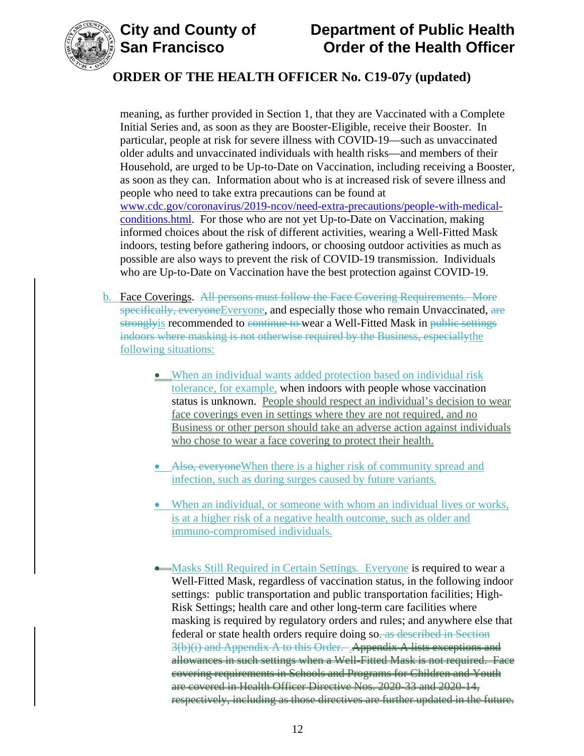meaning, as further provided in Section 1, that they are Vaccinated with a Complete Initial Series and, as soon as they are Booster-Eligible, receive their Booster. In particular, people at risk for severe illness with COVID-19—such as unvaccinated older adults and unvaccinated individuals with health risks—and members of their Household, are urged to be Up-to-Date on Vaccination, including receiving a Booster, as soon as they can. Information about who is at increased risk of severe illness and people who need to take extra precautions can be found at www.cdc.gov/coronavirus/2019-ncov/need-extra-precautions/people-with-medical-conditions.html. For those who are not yet Up-to-Date on Vaccination, making informed choices about the risk of different activities, wearing a Well-Fitted Mask indoors, testing before gathering indoors, or choosing outdoor activities as much as possible are also ways to prevent the risk of COVID-19 transmission. Individuals who are Up-to-Date on Vaccination have the best protection against COVID-19.

b. Face Coverings. ~~All persons must follow the Face Covering Requirements. More specifically, everyone~~Everyone, and especially those who remain Unvaccinated, ~~are strongly~~is recommended to ~~continue to~~ wear a Well-Fitted Mask in ~~public settings indoors where masking is not otherwise required by the Business, especially~~the following situations:

- When an individual wants added protection based on individual risk tolerance, for example, when indoors with people whose vaccination status is unknown. People should respect an individual's decision to wear face coverings even in settings where they are not required, and no Business or other person should take an adverse action against individuals who chose to wear a face covering to protect their health.

- ~~Also, everyone~~When there is a higher risk of community spread and infection, such as during surges caused by future variants.

- When an individual, or someone with whom an individual lives or works, is at a higher risk of a negative health outcome, such as older and immuno-compromised individuals.

- Masks Still Required in Certain Settings. Everyone is required to wear a Well-Fitted Mask, regardless of vaccination status, in the following indoor settings: public transportation and public transportation facilities; High-Risk Settings; health care and other long-term care facilities where masking is required by regulatory orders and rules; and anywhere else that federal or state health orders require doing so~~, as described in Section 3(b)(i) and Appendix A to this Order.~~ . ~~Appendix A lists exceptions and allowances in such settings when a Well-Fitted Mask is not required. Face covering requirements in Schools and Programs for Children and Youth are covered in Health Officer Directive Nos. 2020-33 and 2020-14, respectively, including as those directives are further updated in the future.~~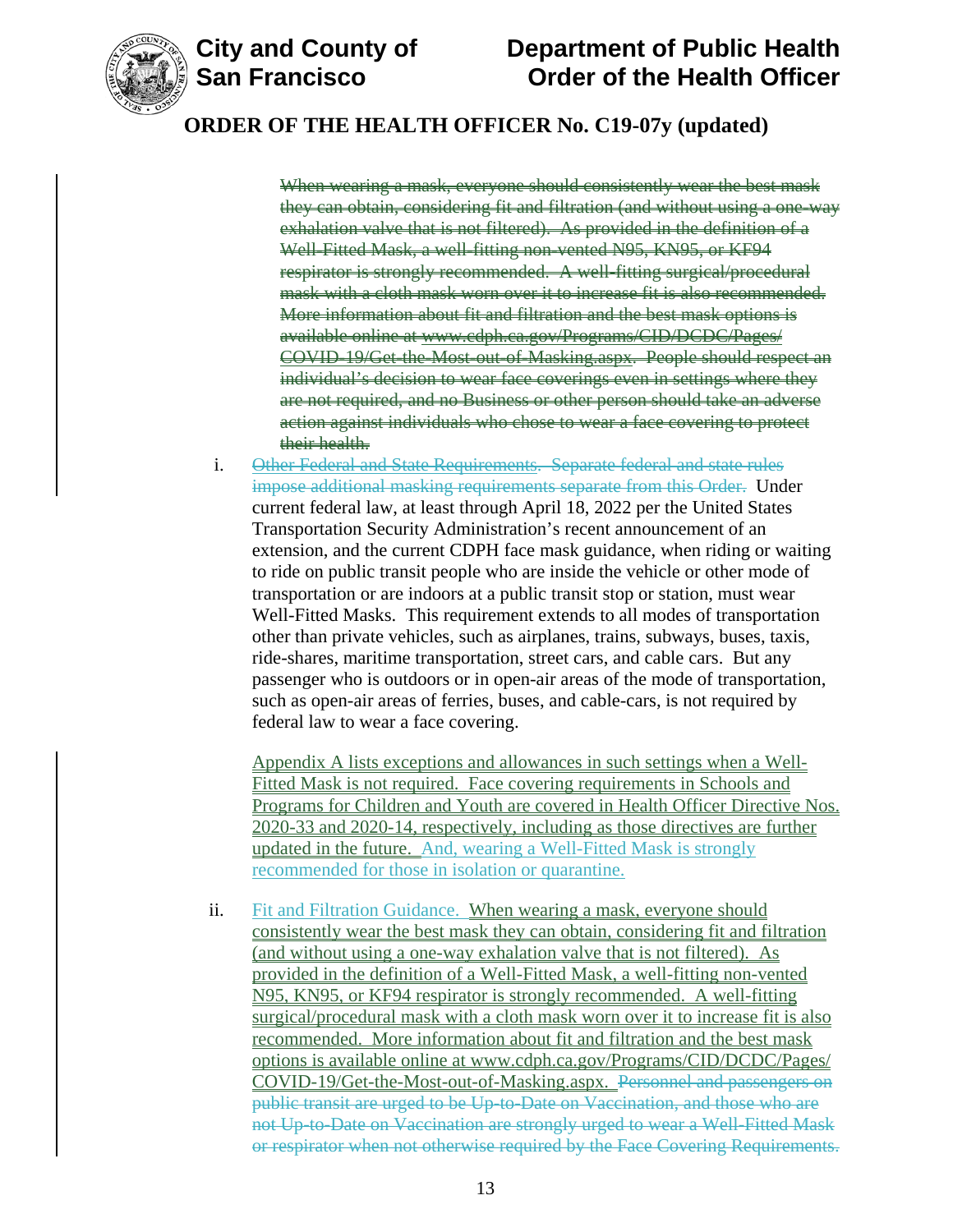When wearing a mask, everyone should consistently wear the best mask they can obtain, considering fit and filtration (and without using a one-way exhalation valve that is not filtered). As provided in the definition of a Well-Fitted Mask, a well-fitting non-vented N95, KN95, or KF94 respirator is strongly recommended. A well-fitting surgical/procedural mask with a cloth mask worn over it to increase fit is also recommended. More information about fit and filtration and the best mask options is available online at www.cdph.ca.gov/Programs/CID/DCDC/Pages/COVID-19/Get-the-Most-out-of-Masking.aspx. People should respect an individual's decision to wear face coverings even in settings where they are not required, and no Business or other person should take an adverse action against individuals who chose to wear a face covering to protect their health.

i. Other Federal and State Requirements. Separate federal and state rules impose additional masking requirements separate from this Order. Under current federal law, at least through April 18, 2022 per the United States Transportation Security Administration's recent announcement of an extension, and the current CDPH face mask guidance, when riding or waiting to ride on public transit people who are inside the vehicle or other mode of transportation or are indoors at a public transit stop or station, must wear Well-Fitted Masks. This requirement extends to all modes of transportation other than private vehicles, such as airplanes, trains, subways, buses, taxis, ride-shares, maritime transportation, street cars, and cable cars. But any passenger who is outdoors or in open-air areas of the mode of transportation, such as open-air areas of ferries, buses, and cable-cars, is not required by federal law to wear a face covering.

   Appendix A lists exceptions and allowances in such settings when a Well-Fitted Mask is not required. Face covering requirements in Schools and Programs for Children and Youth are covered in Health Officer Directive Nos. 2020-33 and 2020-14, respectively, including as those directives are further updated in the future. And, wearing a Well-Fitted Mask is strongly recommended for those in isolation or quarantine.

ii. Fit and Filtration Guidance. When wearing a mask, everyone should consistently wear the best mask they can obtain, considering fit and filtration (and without using a one-way exhalation valve that is not filtered). As provided in the definition of a Well-Fitted Mask, a well-fitting non-vented N95, KN95, or KF94 respirator is strongly recommended. A well-fitting surgical/procedural mask with a cloth mask worn over it to increase fit is also recommended. More information about fit and filtration and the best mask options is available online at www.cdph.ca.gov/Programs/CID/DCDC/Pages/COVID-19/Get-the-Most-out-of-Masking.aspx. Personnel and passengers on public transit are urged to be Up-to-Date on Vaccination, and those who are not Up-to-Date on Vaccination are strongly urged to wear a Well-Fitted Mask or respirator when not otherwise required by the Face Covering Requirements.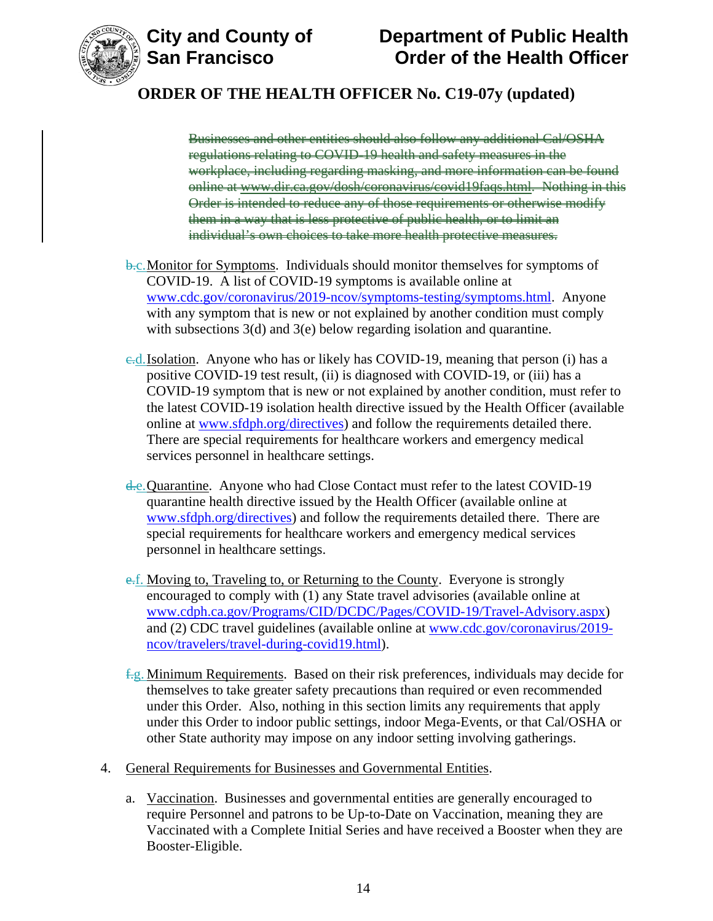~~Businesses and other entities should also follow any additional Cal/OSHA regulations relating to COVID-19 health and safety measures in the workplace, including regarding masking, and more information can be found online at www.dir.ca.gov/dosh/coronavirus/covid19faqs.html. Nothing in this Order is intended to reduce any of those requirements or otherwise modify them in a way that is less protective of public health, or to limit an individual's own choices to take more health protective measures.~~

~~b.~~c. Monitor for Symptoms. Individuals should monitor themselves for symptoms of COVID-19. A list of COVID-19 symptoms is available online at www.cdc.gov/coronavirus/2019-ncov/symptoms-testing/symptoms.html. Anyone with any symptom that is new or not explained by another condition must comply with subsections 3(d) and 3(e) below regarding isolation and quarantine.

~~c.~~d. Isolation. Anyone who has or likely has COVID-19, meaning that person (i) has a positive COVID-19 test result, (ii) is diagnosed with COVID-19, or (iii) has a COVID-19 symptom that is new or not explained by another condition, must refer to the latest COVID-19 isolation health directive issued by the Health Officer (available online at www.sfdph.org/directives) and follow the requirements detailed there. There are special requirements for healthcare workers and emergency medical services personnel in healthcare settings.

~~d.~~e. Quarantine. Anyone who had Close Contact must refer to the latest COVID-19 quarantine health directive issued by the Health Officer (available online at www.sfdph.org/directives) and follow the requirements detailed there. There are special requirements for healthcare workers and emergency medical services personnel in healthcare settings.

~~e.~~f. Moving to, Traveling to, or Returning to the County. Everyone is strongly encouraged to comply with (1) any State travel advisories (available online at www.cdph.ca.gov/Programs/CID/DCDC/Pages/COVID-19/Travel-Advisory.aspx) and (2) CDC travel guidelines (available online at www.cdc.gov/coronavirus/2019-ncov/travelers/travel-during-covid19.html).

~~f.~~g. Minimum Requirements. Based on their risk preferences, individuals may decide for themselves to take greater safety precautions than required or even recommended under this Order. Also, nothing in this section limits any requirements that apply under this Order to indoor public settings, indoor Mega-Events, or that Cal/OSHA or other State authority may impose on any indoor setting involving gatherings.

4. General Requirements for Businesses and Governmental Entities.

   a. Vaccination. Businesses and governmental entities are generally encouraged to require Personnel and patrons to be Up-to-Date on Vaccination, meaning they are Vaccinated with a Complete Initial Series and have received a Booster when they are Booster-Eligible.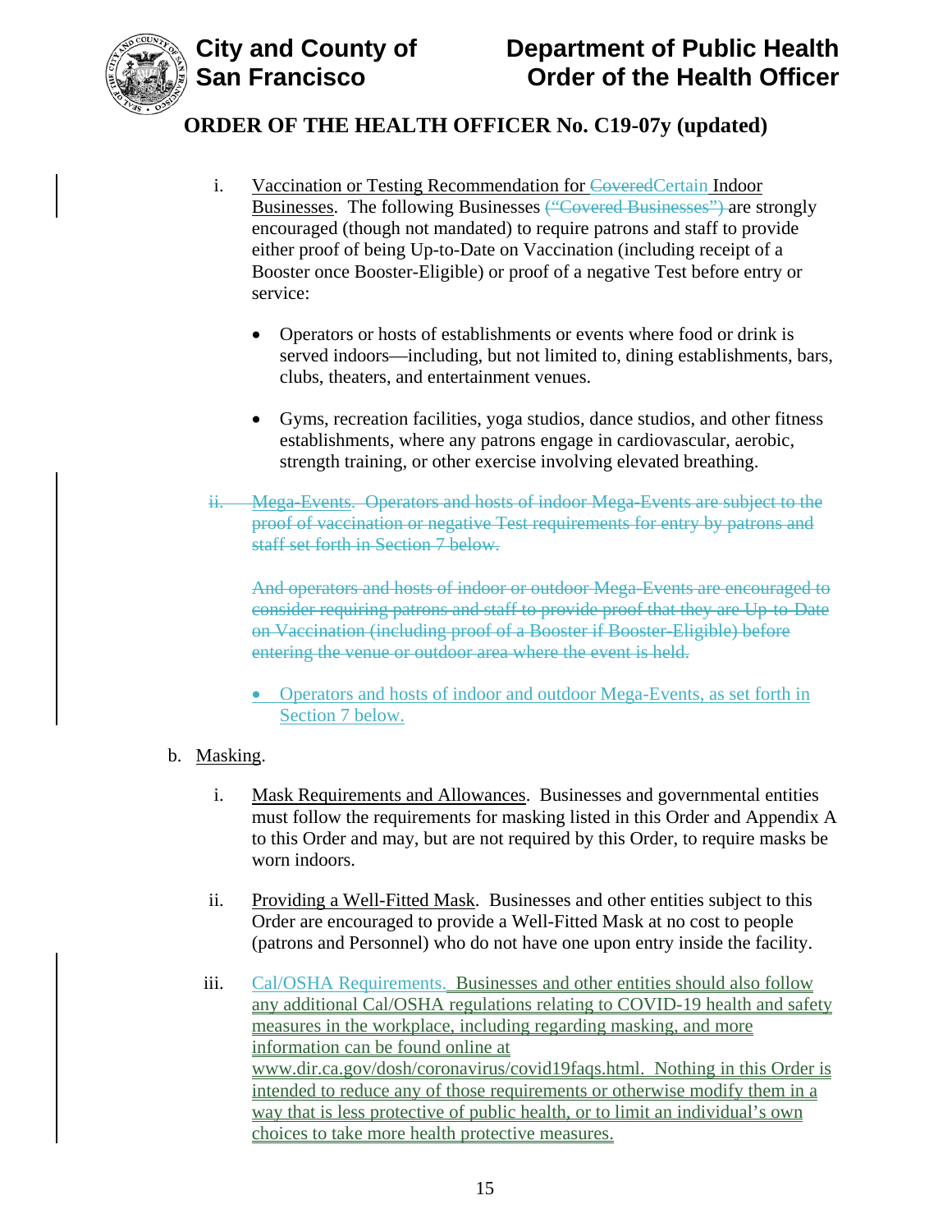i. Vaccination or Testing Recommendation for ~~Covered~~Certain Indoor Businesses. The following Businesses ~~("Covered Businesses")~~ are strongly encouraged (though not mandated) to require patrons and staff to provide either proof of being Up-to-Date on Vaccination (including receipt of a Booster once Booster-Eligible) or proof of a negative Test before entry or service:

- Operators or hosts of establishments or events where food or drink is served indoors—including, but not limited to, dining establishments, bars, clubs, theaters, and entertainment venues.

- Gyms, recreation facilities, yoga studios, dance studios, and other fitness establishments, where any patrons engage in cardiovascular, aerobic, strength training, or other exercise involving elevated breathing.

~~ii. Mega-Events. Operators and hosts of indoor Mega-Events are subject to the proof of vaccination or negative Test requirements for entry by patrons and staff set forth in Section 7 below.~~

~~And operators and hosts of indoor or outdoor Mega-Events are encouraged to consider requiring patrons and staff to provide proof that they are Up-to-Date on Vaccination (including proof of a Booster if Booster-Eligible) before entering the venue or outdoor area where the event is held.~~

- Operators and hosts of indoor and outdoor Mega-Events, as set forth in Section 7 below.

b. Masking.

i. Mask Requirements and Allowances. Businesses and governmental entities must follow the requirements for masking listed in this Order and Appendix A to this Order and may, but are not required by this Order, to require masks be worn indoors.

ii. Providing a Well-Fitted Mask. Businesses and other entities subject to this Order are encouraged to provide a Well-Fitted Mask at no cost to people (patrons and Personnel) who do not have one upon entry inside the facility.

iii. Cal/OSHA Requirements. Businesses and other entities should also follow any additional Cal/OSHA regulations relating to COVID-19 health and safety measures in the workplace, including regarding masking, and more information can be found online at www.dir.ca.gov/dosh/coronavirus/covid19faqs.html. Nothing in this Order is intended to reduce any of those requirements or otherwise modify them in a way that is less protective of public health, or to limit an individual's own choices to take more health protective measures.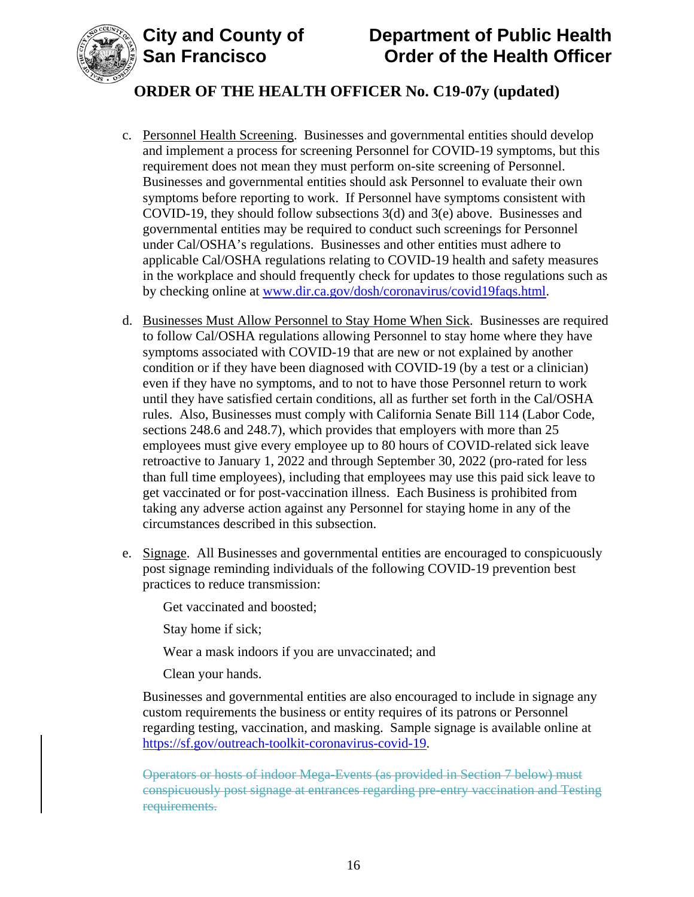c. Personnel Health Screening. Businesses and governmental entities should develop and implement a process for screening Personnel for COVID-19 symptoms, but this requirement does not mean they must perform on-site screening of Personnel. Businesses and governmental entities should ask Personnel to evaluate their own symptoms before reporting to work. If Personnel have symptoms consistent with COVID-19, they should follow subsections 3(d) and 3(e) above. Businesses and governmental entities may be required to conduct such screenings for Personnel under Cal/OSHA's regulations. Businesses and other entities must adhere to applicable Cal/OSHA regulations relating to COVID-19 health and safety measures in the workplace and should frequently check for updates to those regulations such as by checking online at [www.dir.ca.gov/dosh/coronavirus/covid19faqs.html](www.dir.ca.gov/dosh/coronavirus/covid19faqs.html).

d. Businesses Must Allow Personnel to Stay Home When Sick. Businesses are required to follow Cal/OSHA regulations allowing Personnel to stay home where they have symptoms associated with COVID-19 that are new or not explained by another condition or if they have been diagnosed with COVID-19 (by a test or a clinician) even if they have no symptoms, and to not to have those Personnel return to work until they have satisfied certain conditions, all as further set forth in the Cal/OSHA rules. Also, Businesses must comply with California Senate Bill 114 (Labor Code, sections 248.6 and 248.7), which provides that employers with more than 25 employees must give every employee up to 80 hours of COVID-related sick leave retroactive to January 1, 2022 and through September 30, 2022 (pro-rated for less than full time employees), including that employees may use this paid sick leave to get vaccinated or for post-vaccination illness. Each Business is prohibited from taking any adverse action against any Personnel for staying home in any of the circumstances described in this subsection.

e. Signage. All Businesses and governmental entities are encouraged to conspicuously post signage reminding individuals of the following COVID-19 prevention best practices to reduce transmission:

   Get vaccinated and boosted;

   Stay home if sick;

   Wear a mask indoors if you are unvaccinated; and

   Clean your hands.

   Businesses and governmental entities are also encouraged to include in signage any custom requirements the business or entity requires of its patrons or Personnel regarding testing, vaccination, and masking. Sample signage is available online at [https://sf.gov/outreach-toolkit-coronavirus-covid-19](https://sf.gov/outreach-toolkit-coronavirus-covid-19).

   ~~Operators or hosts of indoor Mega-Events (as provided in Section 7 below) must conspicuously post signage at entrances regarding pre-entry vaccination and Testing requirements.~~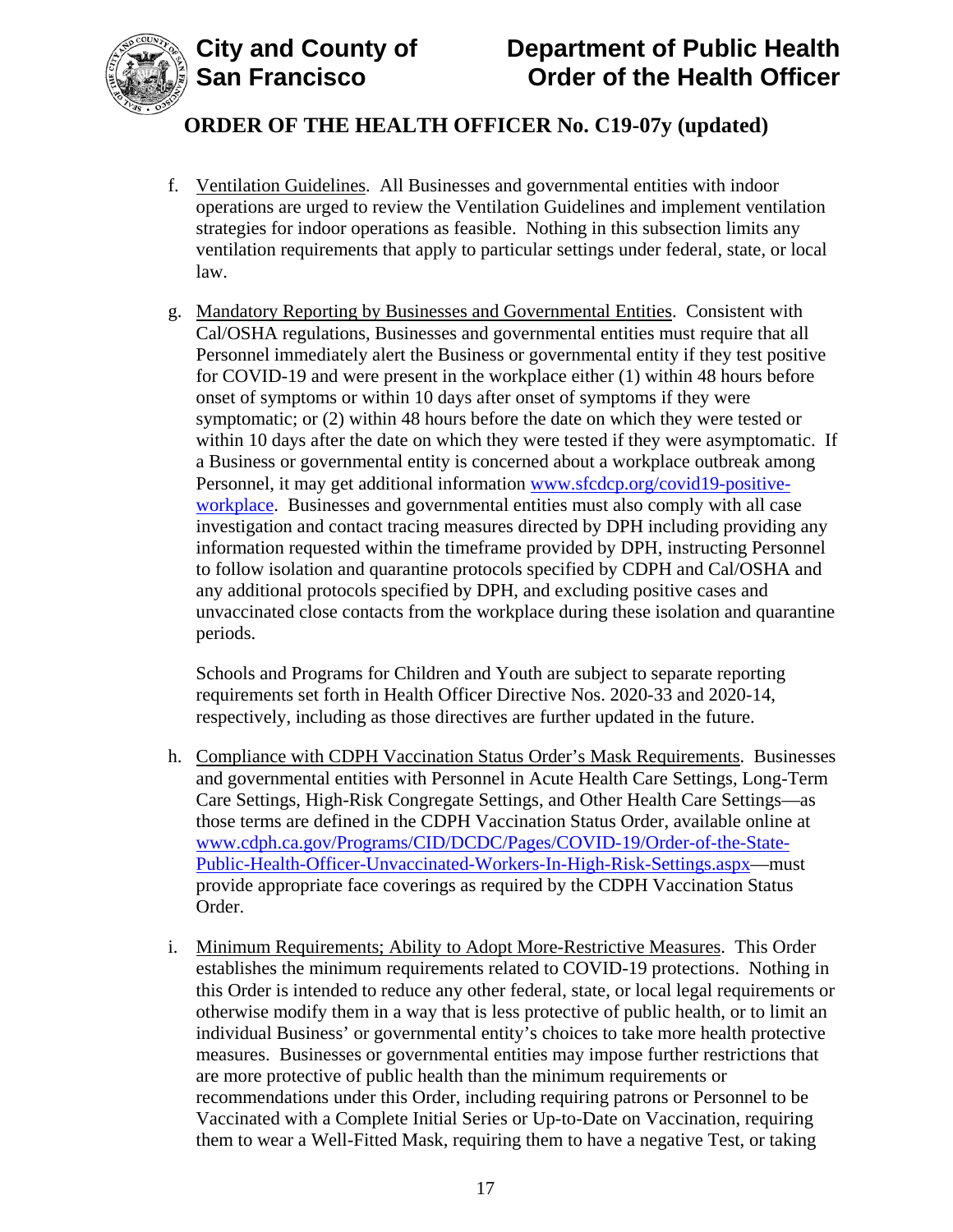f. Ventilation Guidelines. All Businesses and governmental entities with indoor operations are urged to review the Ventilation Guidelines and implement ventilation strategies for indoor operations as feasible. Nothing in this subsection limits any ventilation requirements that apply to particular settings under federal, state, or local law.

g. Mandatory Reporting by Businesses and Governmental Entities. Consistent with Cal/OSHA regulations, Businesses and governmental entities must require that all Personnel immediately alert the Business or governmental entity if they test positive for COVID-19 and were present in the workplace either (1) within 48 hours before onset of symptoms or within 10 days after onset of symptoms if they were symptomatic; or (2) within 48 hours before the date on which they were tested or within 10 days after the date on which they were tested if they were asymptomatic. If a Business or governmental entity is concerned about a workplace outbreak among Personnel, it may get additional information [www.sfcdcp.org/covid19-positive-workplace](www.sfcdcp.org/covid19-positive-workplace). Businesses and governmental entities must also comply with all case investigation and contact tracing measures directed by DPH including providing any information requested within the timeframe provided by DPH, instructing Personnel to follow isolation and quarantine protocols specified by CDPH and Cal/OSHA and any additional protocols specified by DPH, and excluding positive cases and unvaccinated close contacts from the workplace during these isolation and quarantine periods.

   Schools and Programs for Children and Youth are subject to separate reporting requirements set forth in Health Officer Directive Nos. 2020-33 and 2020-14, respectively, including as those directives are further updated in the future.

h. Compliance with CDPH Vaccination Status Order's Mask Requirements. Businesses and governmental entities with Personnel in Acute Health Care Settings, Long-Term Care Settings, High-Risk Congregate Settings, and Other Health Care Settings—as those terms are defined in the CDPH Vaccination Status Order, available online at [www.cdph.ca.gov/Programs/CID/DCDC/Pages/COVID-19/Order-of-the-State-Public-Health-Officer-Unvaccinated-Workers-In-High-Risk-Settings.aspx](www.cdph.ca.gov/Programs/CID/DCDC/Pages/COVID-19/Order-of-the-State-Public-Health-Officer-Unvaccinated-Workers-In-High-Risk-Settings.aspx)—must provide appropriate face coverings as required by the CDPH Vaccination Status Order.

i. Minimum Requirements; Ability to Adopt More-Restrictive Measures. This Order establishes the minimum requirements related to COVID-19 protections. Nothing in this Order is intended to reduce any other federal, state, or local legal requirements or otherwise modify them in a way that is less protective of public health, or to limit an individual Business' or governmental entity's choices to take more health protective measures. Businesses or governmental entities may impose further restrictions that are more protective of public health than the minimum requirements or recommendations under this Order, including requiring patrons or Personnel to be Vaccinated with a Complete Initial Series or Up-to-Date on Vaccination, requiring them to wear a Well-Fitted Mask, requiring them to have a negative Test, or taking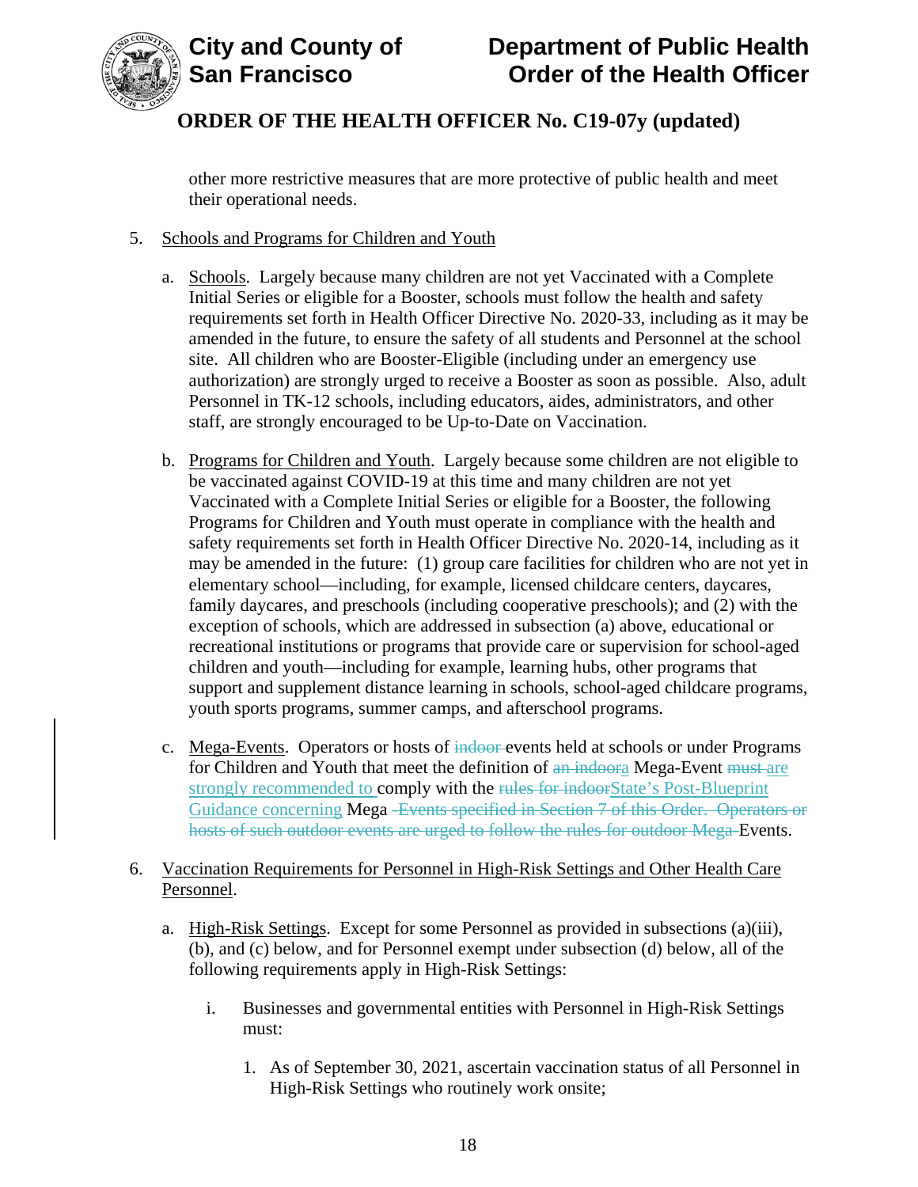other more restrictive measures that are more protective of public health and meet their operational needs.

5. Schools and Programs for Children and Youth

   a. Schools. Largely because many children are not yet Vaccinated with a Complete Initial Series or eligible for a Booster, schools must follow the health and safety requirements set forth in Health Officer Directive No. 2020-33, including as it may be amended in the future, to ensure the safety of all students and Personnel at the school site. All children who are Booster-Eligible (including under an emergency use authorization) are strongly urged to receive a Booster as soon as possible. Also, adult Personnel in TK-12 schools, including educators, aides, administrators, and other staff, are strongly encouraged to be Up-to-Date on Vaccination.

   b. Programs for Children and Youth. Largely because some children are not eligible to be vaccinated against COVID-19 at this time and many children are not yet Vaccinated with a Complete Initial Series or eligible for a Booster, the following Programs for Children and Youth must operate in compliance with the health and safety requirements set forth in Health Officer Directive No. 2020-14, including as it may be amended in the future: (1) group care facilities for children who are not yet in elementary school—including, for example, licensed childcare centers, daycares, family daycares, and preschools (including cooperative preschools); and (2) with the exception of schools, which are addressed in subsection (a) above, educational or recreational institutions or programs that provide care or supervision for school-aged children and youth—including for example, learning hubs, other programs that support and supplement distance learning in schools, school-aged childcare programs, youth sports programs, summer camps, and afterschool programs.

   c. Mega-Events. Operators or hosts of ~~indoor~~ events held at schools or under Programs for Children and Youth that meet the definition of ~~an indoor~~a Mega-Event ~~must~~ are strongly recommended to comply with the ~~rules for indoor~~State's Post-Blueprint Guidance concerning Mega ~~-Events specified in Section 7 of this Order. Operators or hosts of such outdoor events are urged to follow the rules for outdoor Mega-~~Events.

6. Vaccination Requirements for Personnel in High-Risk Settings and Other Health Care Personnel.

   a. High-Risk Settings. Except for some Personnel as provided in subsections (a)(iii), (b), and (c) below, and for Personnel exempt under subsection (d) below, all of the following requirements apply in High-Risk Settings:

      i. Businesses and governmental entities with Personnel in High-Risk Settings must:

         1. As of September 30, 2021, ascertain vaccination status of all Personnel in High-Risk Settings who routinely work onsite;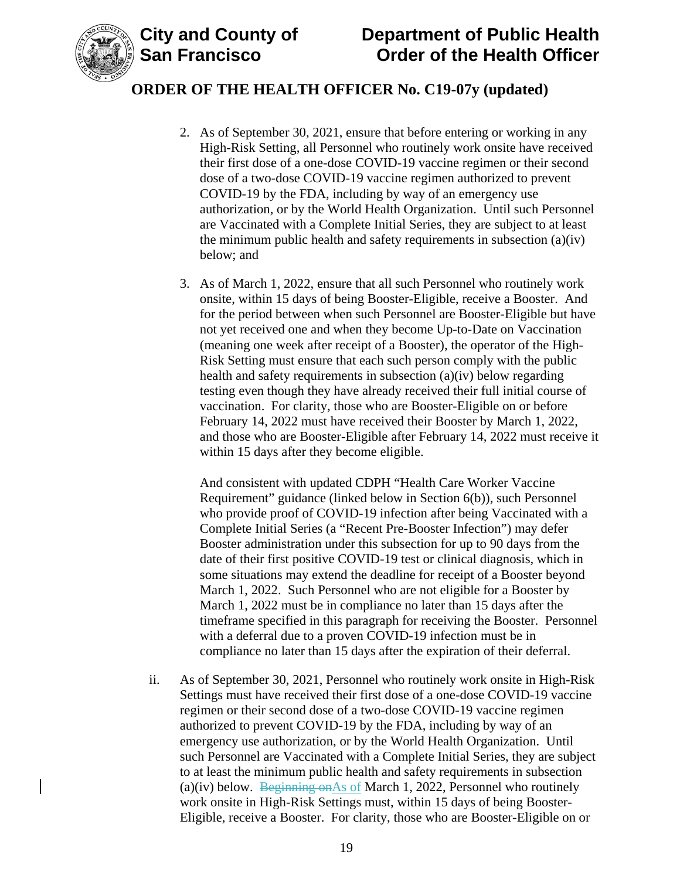2. As of September 30, 2021, ensure that before entering or working in any High-Risk Setting, all Personnel who routinely work onsite have received their first dose of a one-dose COVID-19 vaccine regimen or their second dose of a two-dose COVID-19 vaccine regimen authorized to prevent COVID-19 by the FDA, including by way of an emergency use authorization, or by the World Health Organization. Until such Personnel are Vaccinated with a Complete Initial Series, they are subject to at least the minimum public health and safety requirements in subsection (a)(iv) below; and

3. As of March 1, 2022, ensure that all such Personnel who routinely work onsite, within 15 days of being Booster-Eligible, receive a Booster. And for the period between when such Personnel are Booster-Eligible but have not yet received one and when they become Up-to-Date on Vaccination (meaning one week after receipt of a Booster), the operator of the High-Risk Setting must ensure that each such person comply with the public health and safety requirements in subsection (a)(iv) below regarding testing even though they have already received their full initial course of vaccination. For clarity, those who are Booster-Eligible on or before February 14, 2022 must have received their Booster by March 1, 2022, and those who are Booster-Eligible after February 14, 2022 must receive it within 15 days after they become eligible.

   And consistent with updated CDPH "Health Care Worker Vaccine Requirement" guidance (linked below in Section 6(b)), such Personnel who provide proof of COVID-19 infection after being Vaccinated with a Complete Initial Series (a "Recent Pre-Booster Infection") may defer Booster administration under this subsection for up to 90 days from the date of their first positive COVID-19 test or clinical diagnosis, which in some situations may extend the deadline for receipt of a Booster beyond March 1, 2022. Such Personnel who are not eligible for a Booster by March 1, 2022 must be in compliance no later than 15 days after the timeframe specified in this paragraph for receiving the Booster. Personnel with a deferral due to a proven COVID-19 infection must be in compliance no later than 15 days after the expiration of their deferral.

ii. As of September 30, 2021, Personnel who routinely work onsite in High-Risk Settings must have received their first dose of a one-dose COVID-19 vaccine regimen or their second dose of a two-dose COVID-19 vaccine regimen authorized to prevent COVID-19 by the FDA, including by way of an emergency use authorization, or by the World Health Organization. Until such Personnel are Vaccinated with a Complete Initial Series, they are subject to at least the minimum public health and safety requirements in subsection (a)(iv) below. ~~Beginning on~~As of March 1, 2022, Personnel who routinely work onsite in High-Risk Settings must, within 15 days of being Booster-Eligible, receive a Booster. For clarity, those who are Booster-Eligible on or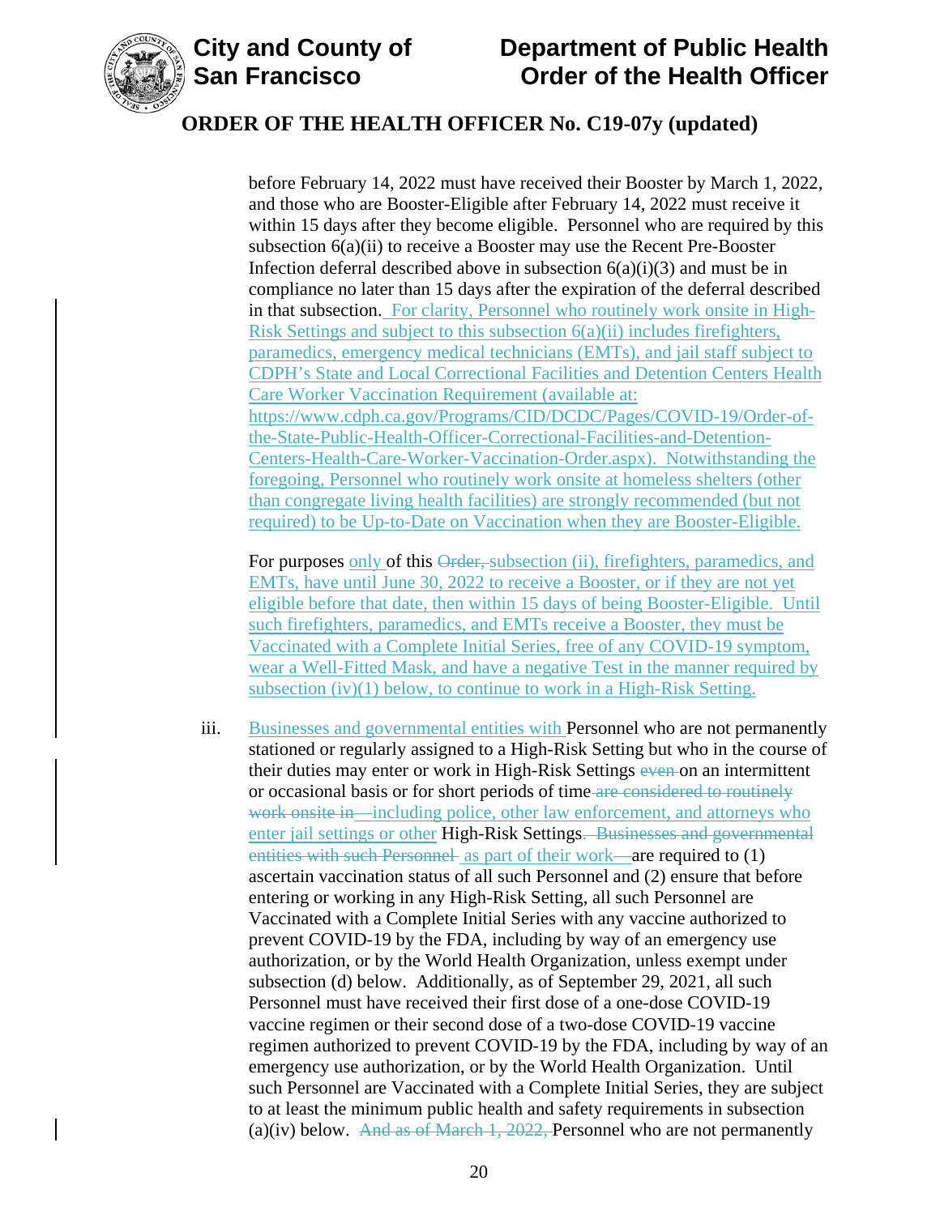before February 14, 2022 must have received their Booster by March 1, 2022, and those who are Booster-Eligible after February 14, 2022 must receive it within 15 days after they become eligible. Personnel who are required by this subsection 6(a)(ii) to receive a Booster may use the Recent Pre-Booster Infection deferral described above in subsection 6(a)(i)(3) and must be in compliance no later than 15 days after the expiration of the deferral described in that subsection. For clarity, Personnel who routinely work onsite in High-Risk Settings and subject to this subsection 6(a)(ii) includes firefighters, paramedics, emergency medical technicians (EMTs), and jail staff subject to CDPH's State and Local Correctional Facilities and Detention Centers Health Care Worker Vaccination Requirement (available at: https://www.cdph.ca.gov/Programs/CID/DCDC/Pages/COVID-19/Order-of-the-State-Public-Health-Officer-Correctional-Facilities-and-Detention-Centers-Health-Care-Worker-Vaccination-Order.aspx). Notwithstanding the foregoing, Personnel who routinely work onsite at homeless shelters (other than congregate living health facilities) are strongly recommended (but not required) to be Up-to-Date on Vaccination when they are Booster-Eligible.

For purposes only of this ~~Order,~~ subsection (ii), firefighters, paramedics, and EMTs, have until June 30, 2022 to receive a Booster, or if they are not yet eligible before that date, then within 15 days of being Booster-Eligible. Until such firefighters, paramedics, and EMTs receive a Booster, they must be Vaccinated with a Complete Initial Series, free of any COVID-19 symptom, wear a Well-Fitted Mask, and have a negative Test in the manner required by subsection (iv)(1) below, to continue to work in a High-Risk Setting.

iii. Businesses and governmental entities with Personnel who are not permanently stationed or regularly assigned to a High-Risk Setting but who in the course of their duties may enter or work in High-Risk Settings ~~even~~ on an intermittent or occasional basis or for short periods of time ~~are considered to routinely work onsite in~~ —including police, other law enforcement, and attorneys who enter jail settings or other High-Risk Settings. ~~Businesses and governmental entities with such Personnel~~ as part of their work—are required to (1) ascertain vaccination status of all such Personnel and (2) ensure that before entering or working in any High-Risk Setting, all such Personnel are Vaccinated with a Complete Initial Series with any vaccine authorized to prevent COVID-19 by the FDA, including by way of an emergency use authorization, or by the World Health Organization, unless exempt under subsection (d) below. Additionally, as of September 29, 2021, all such Personnel must have received their first dose of a one-dose COVID-19 vaccine regimen or their second dose of a two-dose COVID-19 vaccine regimen authorized to prevent COVID-19 by the FDA, including by way of an emergency use authorization, or by the World Health Organization. Until such Personnel are Vaccinated with a Complete Initial Series, they are subject to at least the minimum public health and safety requirements in subsection (a)(iv) below. ~~And as of March 1, 2022,~~ Personnel who are not permanently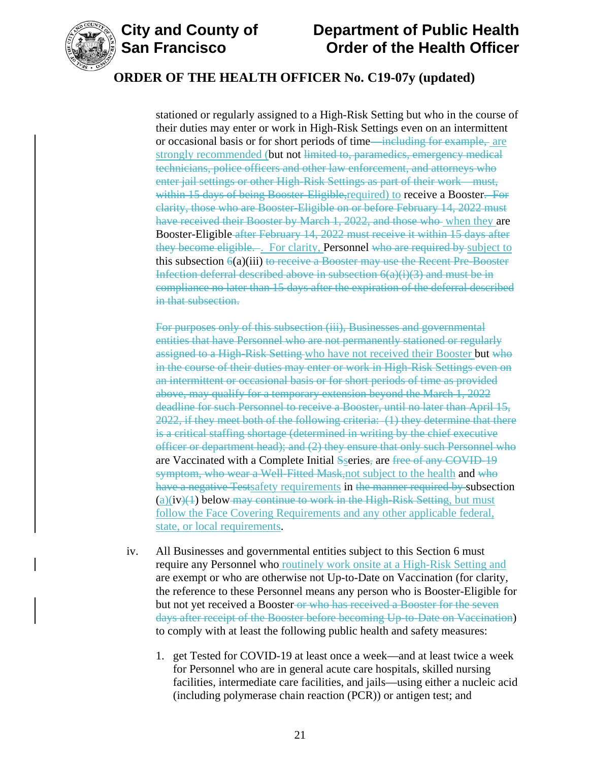stationed or regularly assigned to a High-Risk Setting but who in the course of their duties may enter or work in High-Risk Settings even on an intermittent or occasional basis or for short periods of time~~—including for example,~~ are strongly recommended (but not ~~limited to, paramedics, emergency medical technicians, police officers and other law enforcement, and attorneys who enter jail settings or other High-Risk Settings as part of their work—must, within 15 days of being Booster-Eligible,~~required) to receive a Booster~~. For clarity, those who are Booster-Eligible on or before February 14, 2022 must have received their Booster by March 1, 2022, and those who~~ when they are Booster-Eligible ~~after February 14, 2022 must receive it within 15 days after they become eligible.~~. For clarity, Personnel ~~who are required by~~ subject to this subsection ~~6~~(a)(iii) ~~to receive a Booster may use the Recent Pre-Booster Infection deferral described above in subsection 6(a)(i)(3) and must be in compliance no later than 15 days after the expiration of the deferral described in that subsection.~~

~~For purposes only of this subsection (iii), Businesses and governmental entities that have Personnel who are not permanently stationed or regularly assigned to a High-Risk Setting~~ who have not received their Booster but ~~who in the course of their duties may enter or work in High-Risk Settings even on an intermittent or occasional basis or for short periods of time as provided above, may qualify for a temporary extension beyond the March 1, 2022 deadline for such Personnel to receive a Booster, until no later than April 15, 2022, if they meet both of the following criteria: (1) they determine that there is a critical staffing shortage (determined in writing by the chief executive officer or department head); and (2) they ensure that only such Personnel who~~ are Vaccinated with a Complete Initial ~~S~~series~~,~~ are ~~free of any COVID-19 symptom, who wear a Well-Fitted Mask,~~not subject to the health and ~~who have a negative Test~~safety requirements in ~~the manner required by~~ subsection (a)(iv~~)(1~~) below ~~may continue to work in the High-Risk Setting~~, but must follow the Face Covering Requirements and any other applicable federal, state, or local requirements.

iv. All Businesses and governmental entities subject to this Section 6 must require any Personnel who routinely work onsite at a High-Risk Setting and are exempt or who are otherwise not Up-to-Date on Vaccination (for clarity, the reference to these Personnel means any person who is Booster-Eligible for but not yet received a Booster ~~or who has received a Booster for the seven days after receipt of the Booster before becoming Up-to-Date on Vaccination~~) to comply with at least the following public health and safety measures:

1. get Tested for COVID-19 at least once a week—and at least twice a week for Personnel who are in general acute care hospitals, skilled nursing facilities, intermediate care facilities, and jails—using either a nucleic acid (including polymerase chain reaction (PCR)) or antigen test; and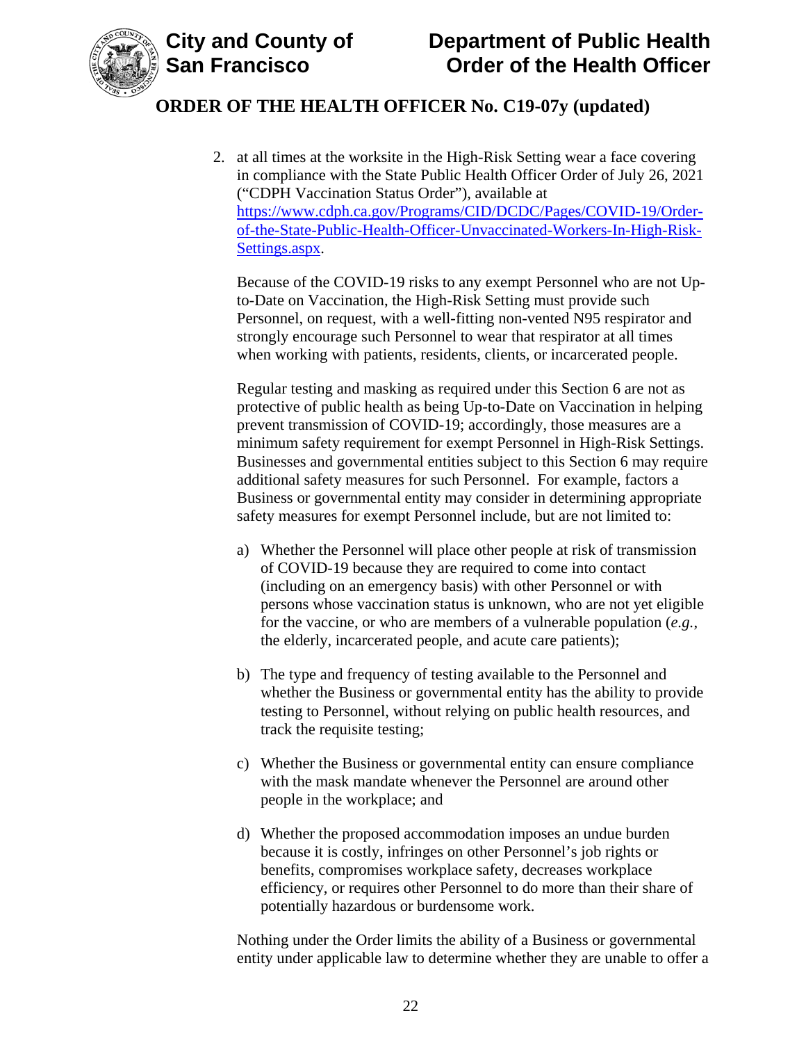2. at all times at the worksite in the High-Risk Setting wear a face covering in compliance with the State Public Health Officer Order of July 26, 2021 ("CDPH Vaccination Status Order"), available at [https://www.cdph.ca.gov/Programs/CID/DCDC/Pages/COVID-19/Order-of-the-State-Public-Health-Officer-Unvaccinated-Workers-In-High-Risk-Settings.aspx](https://www.cdph.ca.gov/Programs/CID/DCDC/Pages/COVID-19/Order-of-the-State-Public-Health-Officer-Unvaccinated-Workers-In-High-Risk-Settings.aspx).

Because of the COVID-19 risks to any exempt Personnel who are not Up-to-Date on Vaccination, the High-Risk Setting must provide such Personnel, on request, with a well-fitting non-vented N95 respirator and strongly encourage such Personnel to wear that respirator at all times when working with patients, residents, clients, or incarcerated people.

Regular testing and masking as required under this Section 6 are not as protective of public health as being Up-to-Date on Vaccination in helping prevent transmission of COVID-19; accordingly, those measures are a minimum safety requirement for exempt Personnel in High-Risk Settings. Businesses and governmental entities subject to this Section 6 may require additional safety measures for such Personnel. For example, factors a Business or governmental entity may consider in determining appropriate safety measures for exempt Personnel include, but are not limited to:

a) Whether the Personnel will place other people at risk of transmission of COVID-19 because they are required to come into contact (including on an emergency basis) with other Personnel or with persons whose vaccination status is unknown, who are not yet eligible for the vaccine, or who are members of a vulnerable population (*e.g.*, the elderly, incarcerated people, and acute care patients);

b) The type and frequency of testing available to the Personnel and whether the Business or governmental entity has the ability to provide testing to Personnel, without relying on public health resources, and track the requisite testing;

c) Whether the Business or governmental entity can ensure compliance with the mask mandate whenever the Personnel are around other people in the workplace; and

d) Whether the proposed accommodation imposes an undue burden because it is costly, infringes on other Personnel's job rights or benefits, compromises workplace safety, decreases workplace efficiency, or requires other Personnel to do more than their share of potentially hazardous or burdensome work.

Nothing under the Order limits the ability of a Business or governmental entity under applicable law to determine whether they are unable to offer a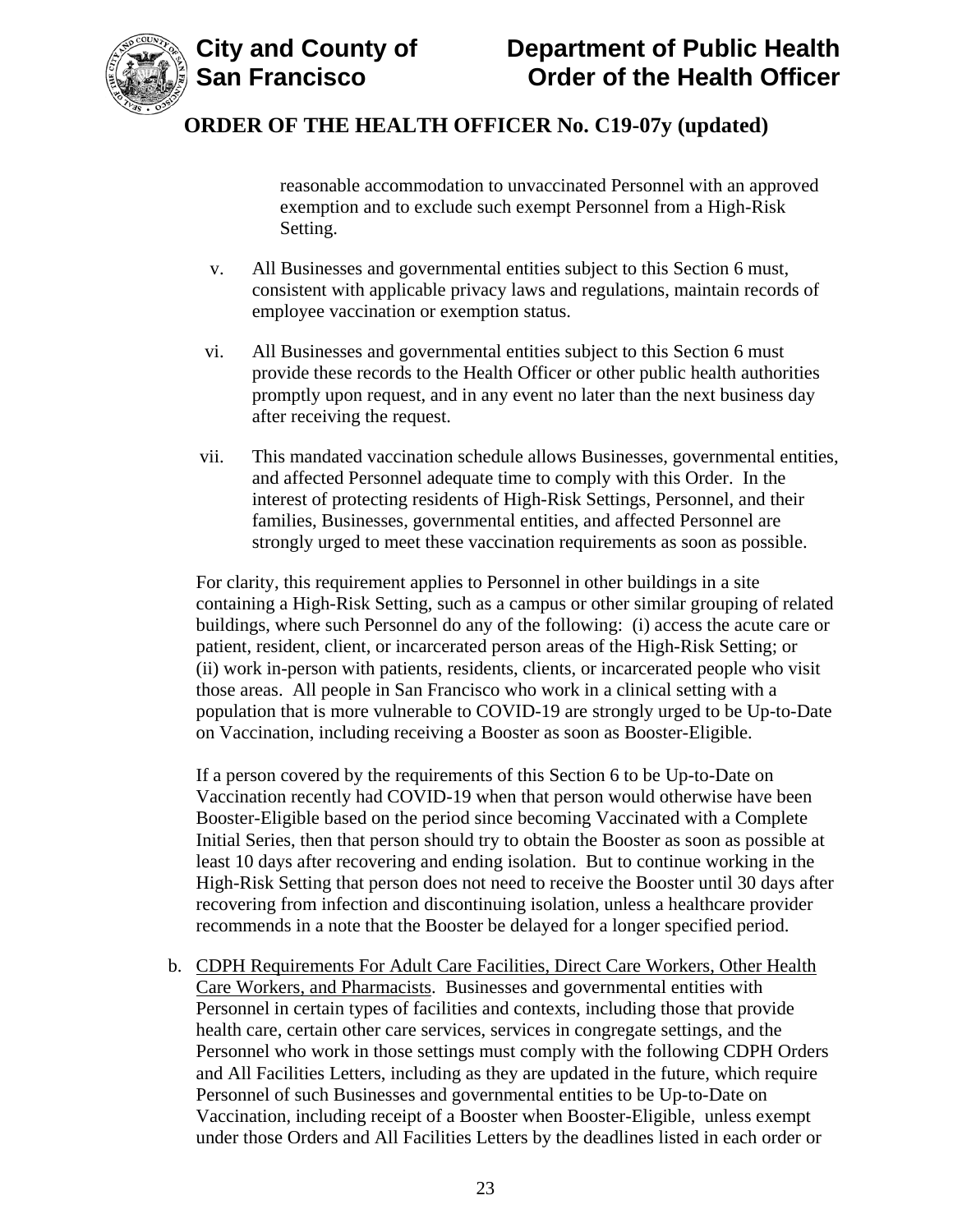reasonable accommodation to unvaccinated Personnel with an approved exemption and to exclude such exempt Personnel from a High-Risk Setting.

v. All Businesses and governmental entities subject to this Section 6 must, consistent with applicable privacy laws and regulations, maintain records of employee vaccination or exemption status.

vi. All Businesses and governmental entities subject to this Section 6 must provide these records to the Health Officer or other public health authorities promptly upon request, and in any event no later than the next business day after receiving the request.

vii. This mandated vaccination schedule allows Businesses, governmental entities, and affected Personnel adequate time to comply with this Order. In the interest of protecting residents of High-Risk Settings, Personnel, and their families, Businesses, governmental entities, and affected Personnel are strongly urged to meet these vaccination requirements as soon as possible.

For clarity, this requirement applies to Personnel in other buildings in a site containing a High-Risk Setting, such as a campus or other similar grouping of related buildings, where such Personnel do any of the following: (i) access the acute care or patient, resident, client, or incarcerated person areas of the High-Risk Setting; or (ii) work in-person with patients, residents, clients, or incarcerated people who visit those areas. All people in San Francisco who work in a clinical setting with a population that is more vulnerable to COVID-19 are strongly urged to be Up-to-Date on Vaccination, including receiving a Booster as soon as Booster-Eligible.

If a person covered by the requirements of this Section 6 to be Up-to-Date on Vaccination recently had COVID-19 when that person would otherwise have been Booster-Eligible based on the period since becoming Vaccinated with a Complete Initial Series, then that person should try to obtain the Booster as soon as possible at least 10 days after recovering and ending isolation. But to continue working in the High-Risk Setting that person does not need to receive the Booster until 30 days after recovering from infection and discontinuing isolation, unless a healthcare provider recommends in a note that the Booster be delayed for a longer specified period.

b. CDPH Requirements For Adult Care Facilities, Direct Care Workers, Other Health Care Workers, and Pharmacists. Businesses and governmental entities with Personnel in certain types of facilities and contexts, including those that provide health care, certain other care services, services in congregate settings, and the Personnel who work in those settings must comply with the following CDPH Orders and All Facilities Letters, including as they are updated in the future, which require Personnel of such Businesses and governmental entities to be Up-to-Date on Vaccination, including receipt of a Booster when Booster-Eligible, unless exempt under those Orders and All Facilities Letters by the deadlines listed in each order or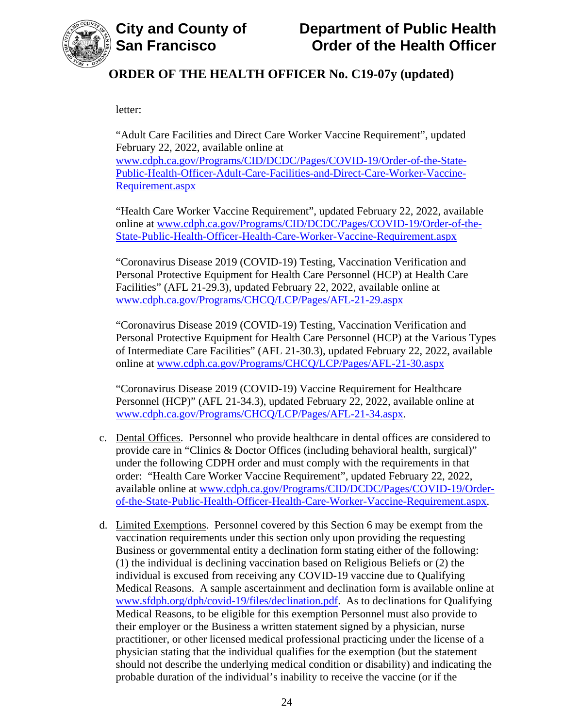letter:

"Adult Care Facilities and Direct Care Worker Vaccine Requirement", updated February 22, 2022, available online at [www.cdph.ca.gov/Programs/CID/DCDC/Pages/COVID-19/Order-of-the-State-Public-Health-Officer-Adult-Care-Facilities-and-Direct-Care-Worker-Vaccine-Requirement.aspx](www.cdph.ca.gov/Programs/CID/DCDC/Pages/COVID-19/Order-of-the-State-Public-Health-Officer-Adult-Care-Facilities-and-Direct-Care-Worker-Vaccine-Requirement.aspx)

"Health Care Worker Vaccine Requirement", updated February 22, 2022, available online at [www.cdph.ca.gov/Programs/CID/DCDC/Pages/COVID-19/Order-of-the-State-Public-Health-Officer-Health-Care-Worker-Vaccine-Requirement.aspx](www.cdph.ca.gov/Programs/CID/DCDC/Pages/COVID-19/Order-of-the-State-Public-Health-Officer-Health-Care-Worker-Vaccine-Requirement.aspx)

"Coronavirus Disease 2019 (COVID-19) Testing, Vaccination Verification and Personal Protective Equipment for Health Care Personnel (HCP) at Health Care Facilities" (AFL 21-29.3), updated February 22, 2022, available online at [www.cdph.ca.gov/Programs/CHCQ/LCP/Pages/AFL-21-29.aspx](www.cdph.ca.gov/Programs/CHCQ/LCP/Pages/AFL-21-29.aspx)

"Coronavirus Disease 2019 (COVID-19) Testing, Vaccination Verification and Personal Protective Equipment for Health Care Personnel (HCP) at the Various Types of Intermediate Care Facilities" (AFL 21-30.3), updated February 22, 2022, available online at [www.cdph.ca.gov/Programs/CHCQ/LCP/Pages/AFL-21-30.aspx](www.cdph.ca.gov/Programs/CHCQ/LCP/Pages/AFL-21-30.aspx)

"Coronavirus Disease 2019 (COVID-19) Vaccine Requirement for Healthcare Personnel (HCP)" (AFL 21-34.3), updated February 22, 2022, available online at [www.cdph.ca.gov/Programs/CHCQ/LCP/Pages/AFL-21-34.aspx](www.cdph.ca.gov/Programs/CHCQ/LCP/Pages/AFL-21-34.aspx).

c. Dental Offices. Personnel who provide healthcare in dental offices are considered to provide care in "Clinics & Doctor Offices (including behavioral health, surgical)" under the following CDPH order and must comply with the requirements in that order: "Health Care Worker Vaccine Requirement", updated February 22, 2022, available online at [www.cdph.ca.gov/Programs/CID/DCDC/Pages/COVID-19/Order-of-the-State-Public-Health-Officer-Health-Care-Worker-Vaccine-Requirement.aspx](www.cdph.ca.gov/Programs/CID/DCDC/Pages/COVID-19/Order-of-the-State-Public-Health-Officer-Health-Care-Worker-Vaccine-Requirement.aspx).

d. Limited Exemptions. Personnel covered by this Section 6 may be exempt from the vaccination requirements under this section only upon providing the requesting Business or governmental entity a declination form stating either of the following: (1) the individual is declining vaccination based on Religious Beliefs or (2) the individual is excused from receiving any COVID-19 vaccine due to Qualifying Medical Reasons. A sample ascertainment and declination form is available online at [www.sfdph.org/dph/covid-19/files/declination.pdf](www.sfdph.org/dph/covid-19/files/declination.pdf). As to declinations for Qualifying Medical Reasons, to be eligible for this exemption Personnel must also provide to their employer or the Business a written statement signed by a physician, nurse practitioner, or other licensed medical professional practicing under the license of a physician stating that the individual qualifies for the exemption (but the statement should not describe the underlying medical condition or disability) and indicating the probable duration of the individual's inability to receive the vaccine (or if the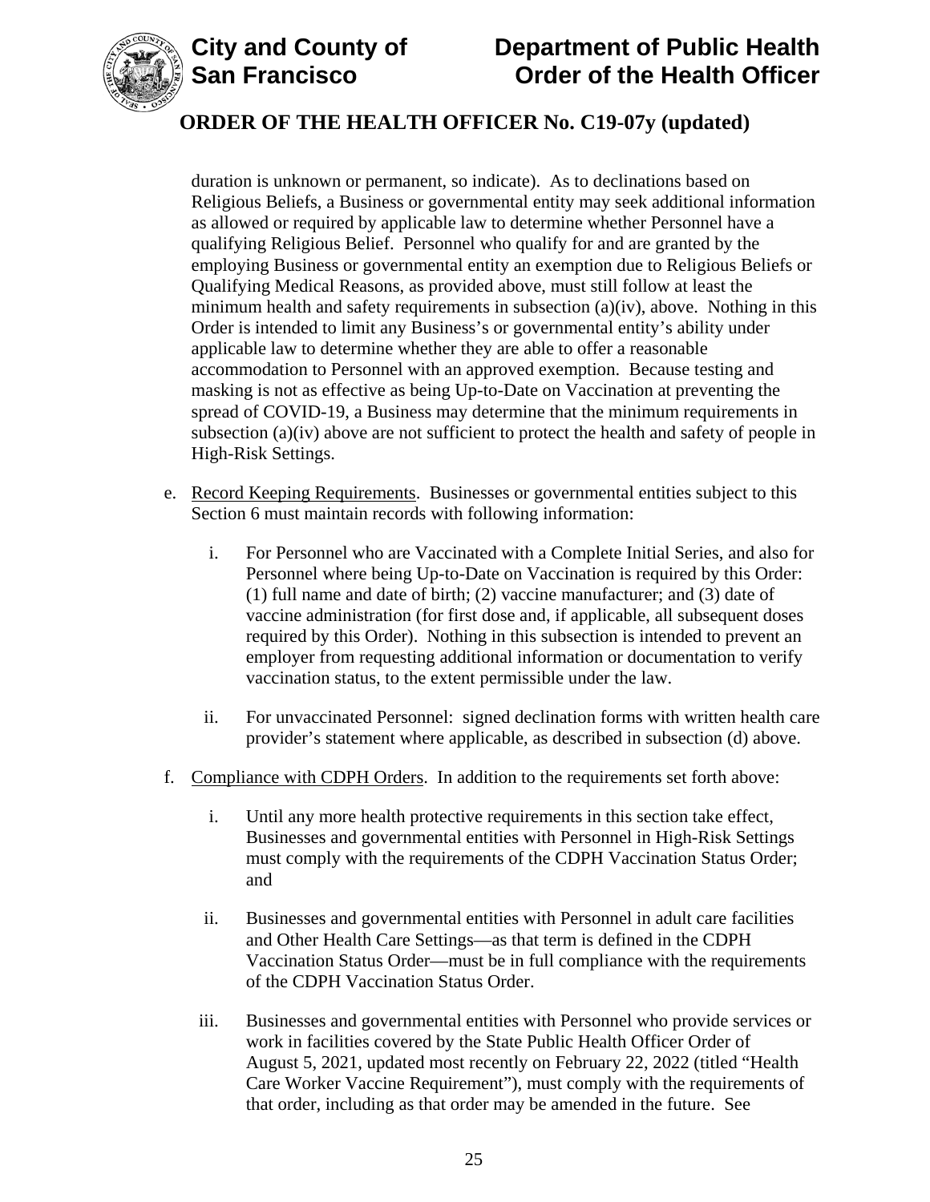duration is unknown or permanent, so indicate). As to declinations based on Religious Beliefs, a Business or governmental entity may seek additional information as allowed or required by applicable law to determine whether Personnel have a qualifying Religious Belief. Personnel who qualify for and are granted by the employing Business or governmental entity an exemption due to Religious Beliefs or Qualifying Medical Reasons, as provided above, must still follow at least the minimum health and safety requirements in subsection (a)(iv), above. Nothing in this Order is intended to limit any Business's or governmental entity's ability under applicable law to determine whether they are able to offer a reasonable accommodation to Personnel with an approved exemption. Because testing and masking is not as effective as being Up-to-Date on Vaccination at preventing the spread of COVID-19, a Business may determine that the minimum requirements in subsection (a)(iv) above are not sufficient to protect the health and safety of people in High-Risk Settings.

e. <u>Record Keeping Requirements</u>. Businesses or governmental entities subject to this Section 6 must maintain records with following information:

   i. For Personnel who are Vaccinated with a Complete Initial Series, and also for Personnel where being Up-to-Date on Vaccination is required by this Order: (1) full name and date of birth; (2) vaccine manufacturer; and (3) date of vaccine administration (for first dose and, if applicable, all subsequent doses required by this Order). Nothing in this subsection is intended to prevent an employer from requesting additional information or documentation to verify vaccination status, to the extent permissible under the law.

   ii. For unvaccinated Personnel: signed declination forms with written health care provider's statement where applicable, as described in subsection (d) above.

f. <u>Compliance with CDPH Orders</u>. In addition to the requirements set forth above:

   i. Until any more health protective requirements in this section take effect, Businesses and governmental entities with Personnel in High-Risk Settings must comply with the requirements of the CDPH Vaccination Status Order; and

   ii. Businesses and governmental entities with Personnel in adult care facilities and Other Health Care Settings—as that term is defined in the CDPH Vaccination Status Order—must be in full compliance with the requirements of the CDPH Vaccination Status Order.

   iii. Businesses and governmental entities with Personnel who provide services or work in facilities covered by the State Public Health Officer Order of August 5, 2021, updated most recently on February 22, 2022 (titled "Health Care Worker Vaccine Requirement"), must comply with the requirements of that order, including as that order may be amended in the future. See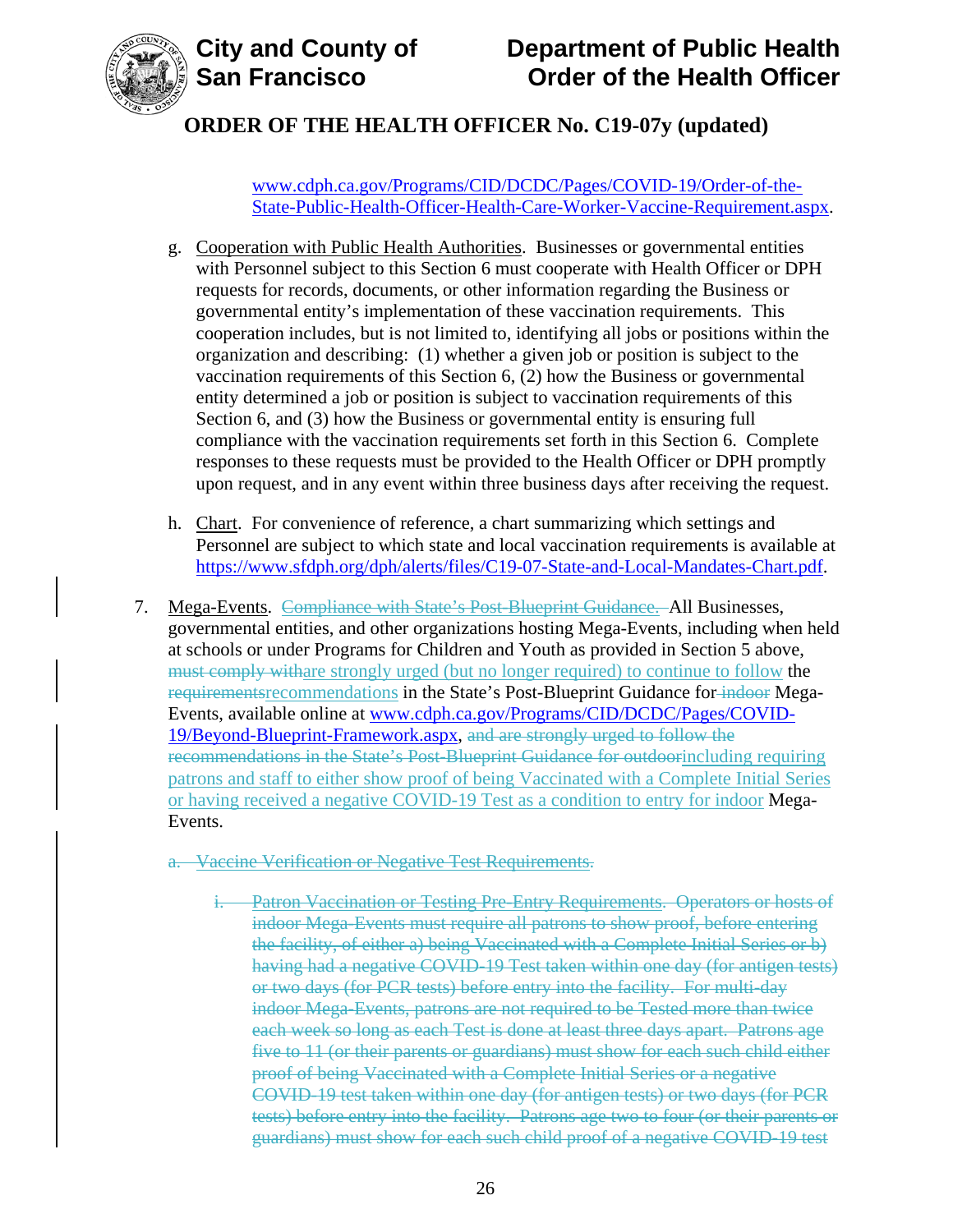www.cdph.ca.gov/Programs/CID/DCDC/Pages/COVID-19/Order-of-the-State-Public-Health-Officer-Health-Care-Worker-Vaccine-Requirement.aspx.

g. Cooperation with Public Health Authorities. Businesses or governmental entities with Personnel subject to this Section 6 must cooperate with Health Officer or DPH requests for records, documents, or other information regarding the Business or governmental entity's implementation of these vaccination requirements. This cooperation includes, but is not limited to, identifying all jobs or positions within the organization and describing: (1) whether a given job or position is subject to the vaccination requirements of this Section 6, (2) how the Business or governmental entity determined a job or position is subject to vaccination requirements of this Section 6, and (3) how the Business or governmental entity is ensuring full compliance with the vaccination requirements set forth in this Section 6. Complete responses to these requests must be provided to the Health Officer or DPH promptly upon request, and in any event within three business days after receiving the request.

h. Chart. For convenience of reference, a chart summarizing which settings and Personnel are subject to which state and local vaccination requirements is available at https://www.sfdph.org/dph/alerts/files/C19-07-State-and-Local-Mandates-Chart.pdf.

7. Mega-Events. ~~Compliance with State's Post-Blueprint Guidance.~~ All Businesses, governmental entities, and other organizations hosting Mega-Events, including when held at schools or under Programs for Children and Youth as provided in Section 5 above, ~~must comply with~~are strongly urged (but no longer required) to continue to follow the ~~requirements~~recommendations in the State's Post-Blueprint Guidance for ~~indoor~~ Mega-Events, available online at www.cdph.ca.gov/Programs/CID/DCDC/Pages/COVID-19/Beyond-Blueprint-Framework.aspx, ~~and are strongly urged to follow the recommendations in the State's Post-Blueprint Guidance for outdoor~~including requiring patrons and staff to either show proof of being Vaccinated with a Complete Initial Series or having received a negative COVID-19 Test as a condition to entry for indoor Mega-Events.

~~a. Vaccine Verification or Negative Test Requirements.~~

~~i. Patron Vaccination or Testing Pre-Entry Requirements. Operators or hosts of indoor Mega-Events must require all patrons to show proof, before entering the facility, of either a) being Vaccinated with a Complete Initial Series or b) having had a negative COVID-19 Test taken within one day (for antigen tests) or two days (for PCR tests) before entry into the facility. For multi-day indoor Mega-Events, patrons are not required to be Tested more than twice each week so long as each Test is done at least three days apart. Patrons age five to 11 (or their parents or guardians) must show for each such child either proof of being Vaccinated with a Complete Initial Series or a negative COVID-19 test taken within one day (for antigen tests) or two days (for PCR tests) before entry into the facility. Patrons age two to four (or their parents or guardians) must show for each such child proof of a negative COVID-19 test~~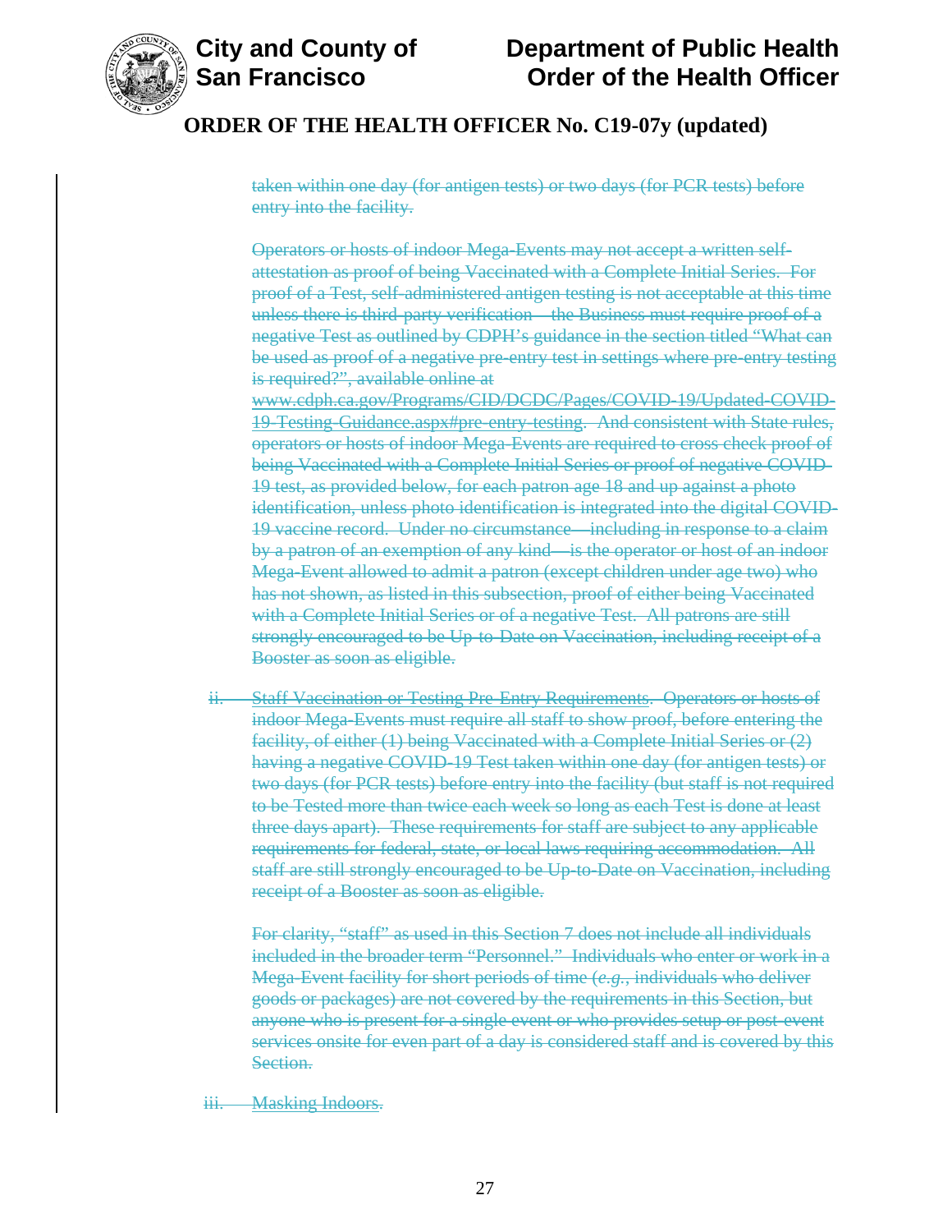## ORDER OF THE HEALTH OFFICER No. C19-07y (updated)

~~taken within one day (for antigen tests) or two days (for PCR tests) before entry into the facility.~~

~~Operators or hosts of indoor Mega-Events may not accept a written self-attestation as proof of being Vaccinated with a Complete Initial Series. For proof of a Test, self-administered antigen testing is not acceptable at this time unless there is third-party verification—the Business must require proof of a negative Test as outlined by CDPH's guidance in the section titled "What can be used as proof of a negative pre-entry test in settings where pre-entry testing is required?", available online at www.cdph.ca.gov/Programs/CID/DCDC/Pages/COVID-19/Updated-COVID-19-Testing-Guidance.aspx#pre-entry-testing. And consistent with State rules, operators or hosts of indoor Mega-Events are required to cross check proof of being Vaccinated with a Complete Initial Series or proof of negative COVID-19 test, as provided below, for each patron age 18 and up against a photo identification, unless photo identification is integrated into the digital COVID-19 vaccine record. Under no circumstance—including in response to a claim by a patron of an exemption of any kind—is the operator or host of an indoor Mega-Event allowed to admit a patron (except children under age two) who has not shown, as listed in this subsection, proof of either being Vaccinated with a Complete Initial Series or of a negative Test. All patrons are still strongly encouraged to be Up-to-Date on Vaccination, including receipt of a Booster as soon as eligible.~~

ii. ~~Staff Vaccination or Testing Pre-Entry Requirements. Operators or hosts of indoor Mega-Events must require all staff to show proof, before entering the facility, of either (1) being Vaccinated with a Complete Initial Series or (2) having a negative COVID-19 Test taken within one day (for antigen tests) or two days (for PCR tests) before entry into the facility (but staff is not required to be Tested more than twice each week so long as each Test is done at least three days apart). These requirements for staff are subject to any applicable requirements for federal, state, or local laws requiring accommodation. All staff are still strongly encouraged to be Up-to-Date on Vaccination, including receipt of a Booster as soon as eligible.~~

~~For clarity, "staff" as used in this Section 7 does not include all individuals included in the broader term "Personnel." Individuals who enter or work in a Mega-Event facility for short periods of time (*e.g.*, individuals who deliver goods or packages) are not covered by the requirements in this Section, but anyone who is present for a single event or who provides setup or post-event services onsite for even part of a day is considered staff and is covered by this Section.~~

iii. ~~Masking Indoors.~~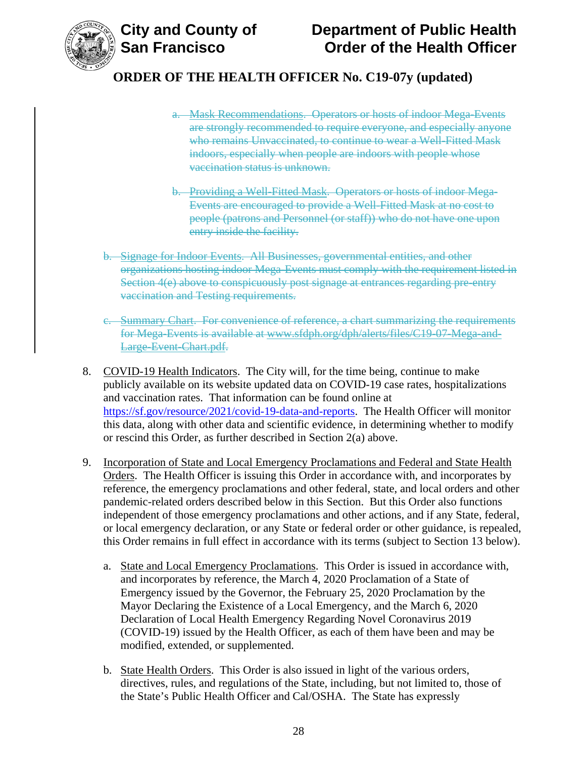a. ~~Mask Recommendations. Operators or hosts of indoor Mega-Events are strongly recommended to require everyone, and especially anyone who remains Unvaccinated, to continue to wear a Well-Fitted Mask indoors, especially when people are indoors with people whose vaccination status is unknown.~~

b. ~~Providing a Well-Fitted Mask. Operators or hosts of indoor Mega-Events are encouraged to provide a Well-Fitted Mask at no cost to people (patrons and Personnel (or staff)) who do not have one upon entry inside the facility.~~

b. ~~Signage for Indoor Events. All Businesses, governmental entities, and other organizations hosting indoor Mega-Events must comply with the requirement listed in Section 4(e) above to conspicuously post signage at entrances regarding pre-entry vaccination and Testing requirements.~~

c. ~~Summary Chart. For convenience of reference, a chart summarizing the requirements for Mega-Events is available at www.sfdph.org/dph/alerts/files/C19-07-Mega-and-Large-Event-Chart.pdf.~~

8. COVID-19 Health Indicators. The City will, for the time being, continue to make publicly available on its website updated data on COVID-19 case rates, hospitalizations and vaccination rates. That information can be found online at https://sf.gov/resource/2021/covid-19-data-and-reports. The Health Officer will monitor this data, along with other data and scientific evidence, in determining whether to modify or rescind this Order, as further described in Section 2(a) above.

9. Incorporation of State and Local Emergency Proclamations and Federal and State Health Orders. The Health Officer is issuing this Order in accordance with, and incorporates by reference, the emergency proclamations and other federal, state, and local orders and other pandemic-related orders described below in this Section. But this Order also functions independent of those emergency proclamations and other actions, and if any State, federal, or local emergency declaration, or any State or federal order or other guidance, is repealed, this Order remains in full effect in accordance with its terms (subject to Section 13 below).

   a. State and Local Emergency Proclamations. This Order is issued in accordance with, and incorporates by reference, the March 4, 2020 Proclamation of a State of Emergency issued by the Governor, the February 25, 2020 Proclamation by the Mayor Declaring the Existence of a Local Emergency, and the March 6, 2020 Declaration of Local Health Emergency Regarding Novel Coronavirus 2019 (COVID-19) issued by the Health Officer, as each of them have been and may be modified, extended, or supplemented.

   b. State Health Orders. This Order is also issued in light of the various orders, directives, rules, and regulations of the State, including, but not limited to, those of the State's Public Health Officer and Cal/OSHA. The State has expressly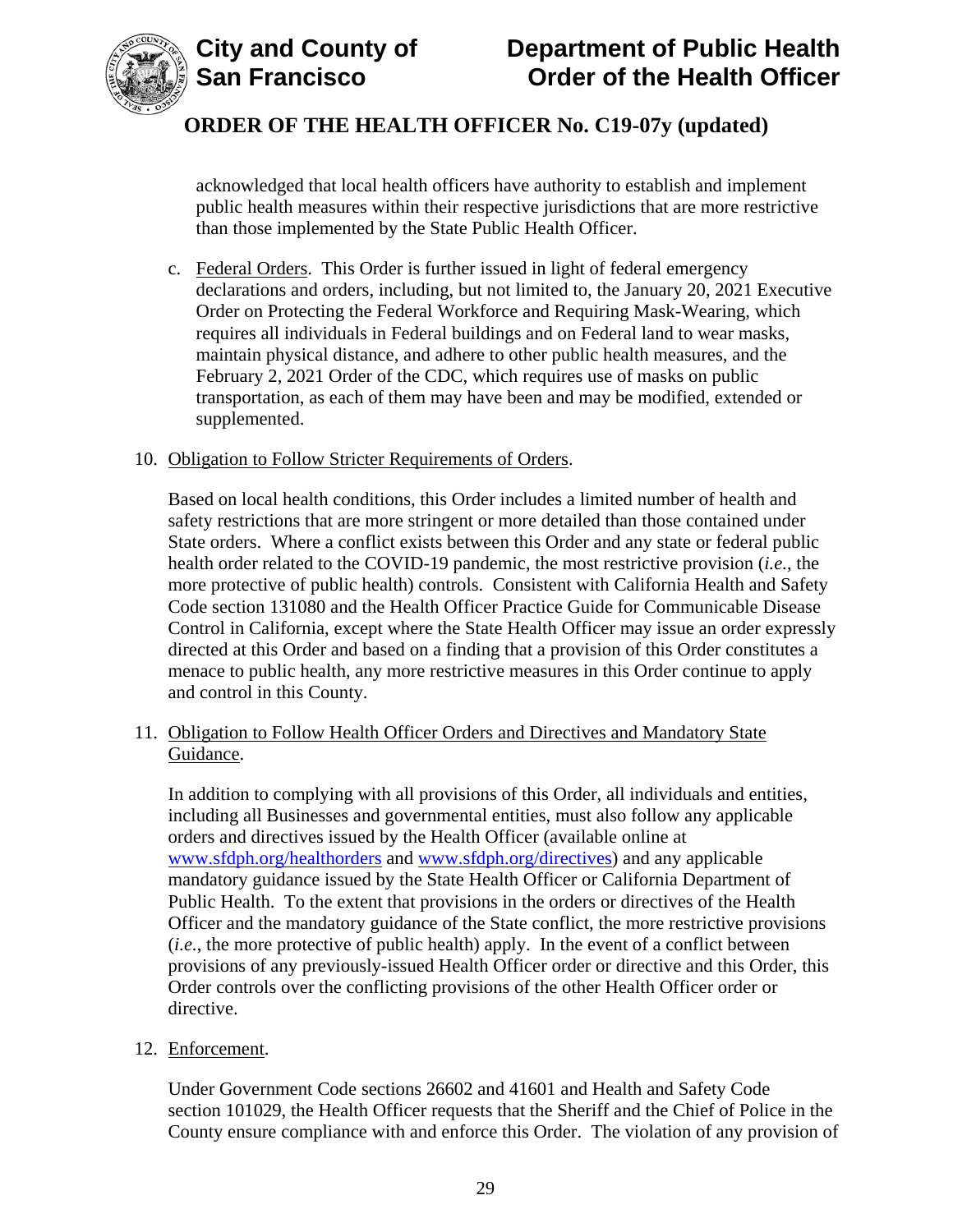acknowledged that local health officers have authority to establish and implement public health measures within their respective jurisdictions that are more restrictive than those implemented by the State Public Health Officer.

c. Federal Orders. This Order is further issued in light of federal emergency declarations and orders, including, but not limited to, the January 20, 2021 Executive Order on Protecting the Federal Workforce and Requiring Mask-Wearing, which requires all individuals in Federal buildings and on Federal land to wear masks, maintain physical distance, and adhere to other public health measures, and the February 2, 2021 Order of the CDC, which requires use of masks on public transportation, as each of them may have been and may be modified, extended or supplemented.

10. Obligation to Follow Stricter Requirements of Orders.

Based on local health conditions, this Order includes a limited number of health and safety restrictions that are more stringent or more detailed than those contained under State orders. Where a conflict exists between this Order and any state or federal public health order related to the COVID-19 pandemic, the most restrictive provision (*i.e.*, the more protective of public health) controls. Consistent with California Health and Safety Code section 131080 and the Health Officer Practice Guide for Communicable Disease Control in California, except where the State Health Officer may issue an order expressly directed at this Order and based on a finding that a provision of this Order constitutes a menace to public health, any more restrictive measures in this Order continue to apply and control in this County.

11. Obligation to Follow Health Officer Orders and Directives and Mandatory State Guidance.

In addition to complying with all provisions of this Order, all individuals and entities, including all Businesses and governmental entities, must also follow any applicable orders and directives issued by the Health Officer (available online at www.sfdph.org/healthorders and www.sfdph.org/directives) and any applicable mandatory guidance issued by the State Health Officer or California Department of Public Health. To the extent that provisions in the orders or directives of the Health Officer and the mandatory guidance of the State conflict, the more restrictive provisions (*i.e.*, the more protective of public health) apply. In the event of a conflict between provisions of any previously-issued Health Officer order or directive and this Order, this Order controls over the conflicting provisions of the other Health Officer order or directive.

12. Enforcement.

Under Government Code sections 26602 and 41601 and Health and Safety Code section 101029, the Health Officer requests that the Sheriff and the Chief of Police in the County ensure compliance with and enforce this Order. The violation of any provision of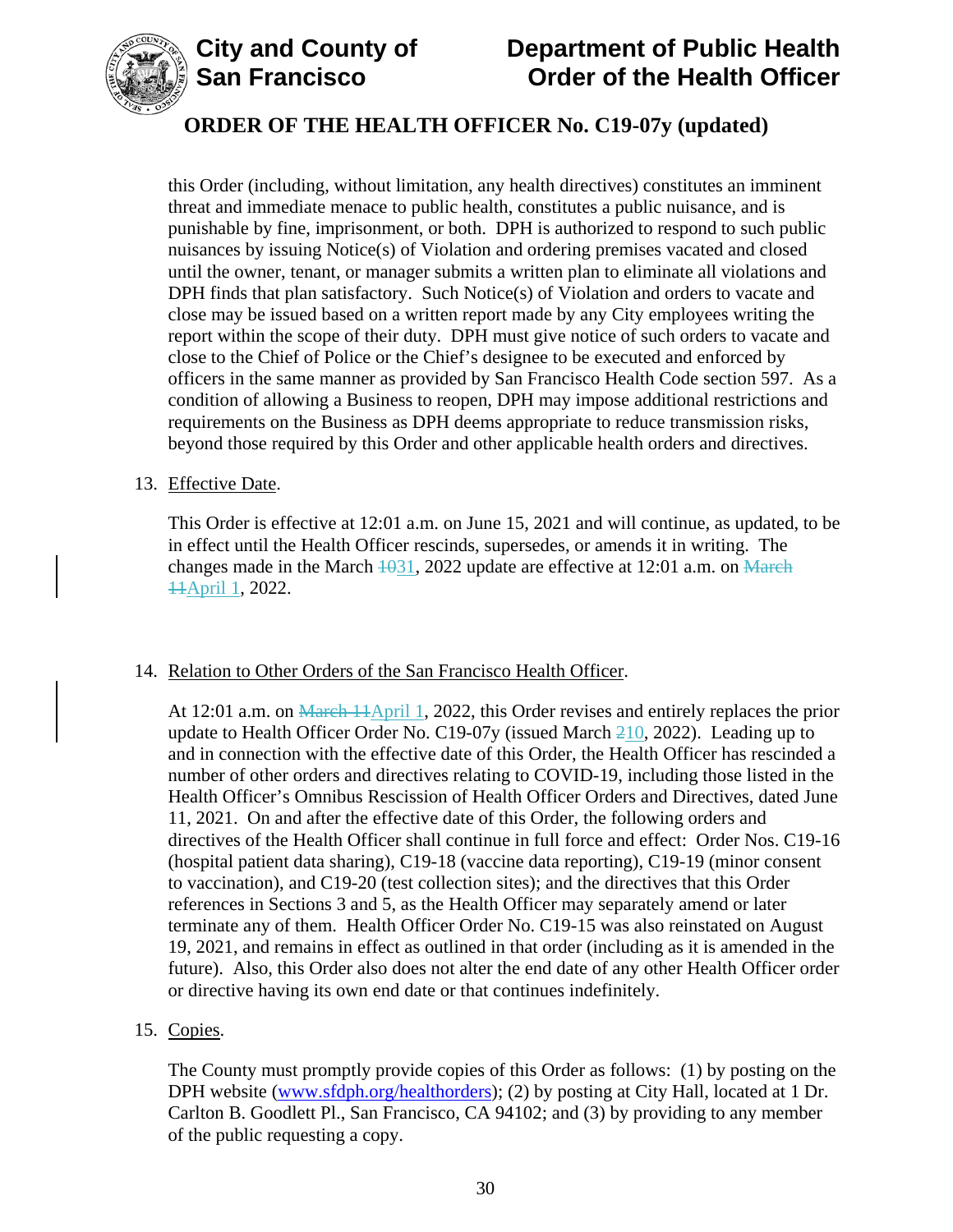this Order (including, without limitation, any health directives) constitutes an imminent threat and immediate menace to public health, constitutes a public nuisance, and is punishable by fine, imprisonment, or both. DPH is authorized to respond to such public nuisances by issuing Notice(s) of Violation and ordering premises vacated and closed until the owner, tenant, or manager submits a written plan to eliminate all violations and DPH finds that plan satisfactory. Such Notice(s) of Violation and orders to vacate and close may be issued based on a written report made by any City employees writing the report within the scope of their duty. DPH must give notice of such orders to vacate and close to the Chief of Police or the Chief's designee to be executed and enforced by officers in the same manner as provided by San Francisco Health Code section 597. As a condition of allowing a Business to reopen, DPH may impose additional restrictions and requirements on the Business as DPH deems appropriate to reduce transmission risks, beyond those required by this Order and other applicable health orders and directives.

13. Effective Date.

    This Order is effective at 12:01 a.m. on June 15, 2021 and will continue, as updated, to be in effect until the Health Officer rescinds, supersedes, or amends it in writing. The changes made in the March ~~10~~31, 2022 update are effective at 12:01 a.m. on ~~March 11~~April 1, 2022.

14. Relation to Other Orders of the San Francisco Health Officer.

    At 12:01 a.m. on ~~March 11~~April 1, 2022, this Order revises and entirely replaces the prior update to Health Officer Order No. C19-07y (issued March ~~2~~10, 2022). Leading up to and in connection with the effective date of this Order, the Health Officer has rescinded a number of other orders and directives relating to COVID-19, including those listed in the Health Officer's Omnibus Rescission of Health Officer Orders and Directives, dated June 11, 2021. On and after the effective date of this Order, the following orders and directives of the Health Officer shall continue in full force and effect: Order Nos. C19-16 (hospital patient data sharing), C19-18 (vaccine data reporting), C19-19 (minor consent to vaccination), and C19-20 (test collection sites); and the directives that this Order references in Sections 3 and 5, as the Health Officer may separately amend or later terminate any of them. Health Officer Order No. C19-15 was also reinstated on August 19, 2021, and remains in effect as outlined in that order (including as it is amended in the future). Also, this Order also does not alter the end date of any other Health Officer order or directive having its own end date or that continues indefinitely.

15. Copies.

    The County must promptly provide copies of this Order as follows: (1) by posting on the DPH website (www.sfdph.org/healthorders); (2) by posting at City Hall, located at 1 Dr. Carlton B. Goodlett Pl., San Francisco, CA 94102; and (3) by providing to any member of the public requesting a copy.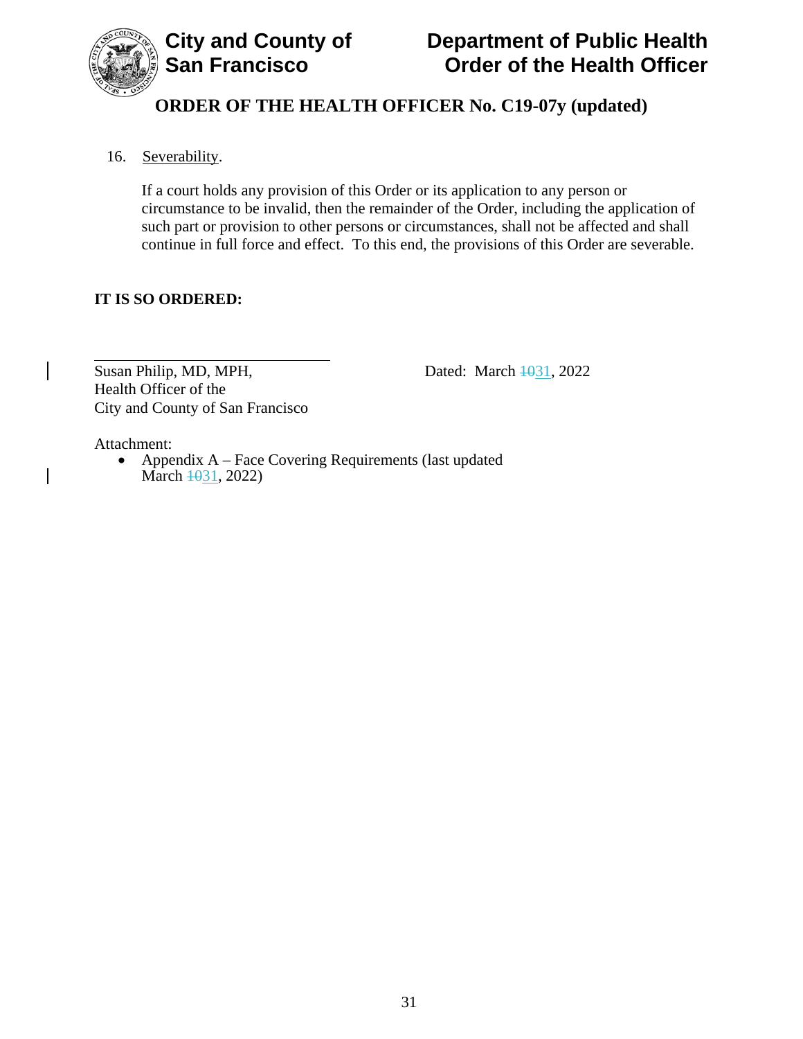16. Severability.

    If a court holds any provision of this Order or its application to any person or circumstance to be invalid, then the remainder of the Order, including the application of such part or provision to other persons or circumstances, shall not be affected and shall continue in full force and effect. To this end, the provisions of this Order are severable.

**IT IS SO ORDERED:**

\_\_\_\_\_\_\_\_\_\_\_\_\_\_\_\_\_\_\_\_\_\_\_\_\_\_\_\_\_\_\_\_\_\_\_\_
Susan Philip, MD, MPH,
Health Officer of the
City and County of San Francisco

Dated: March ~~10~~31, 2022

Attachment:

- Appendix A – Face Covering Requirements (last updated March ~~10~~31, 2022)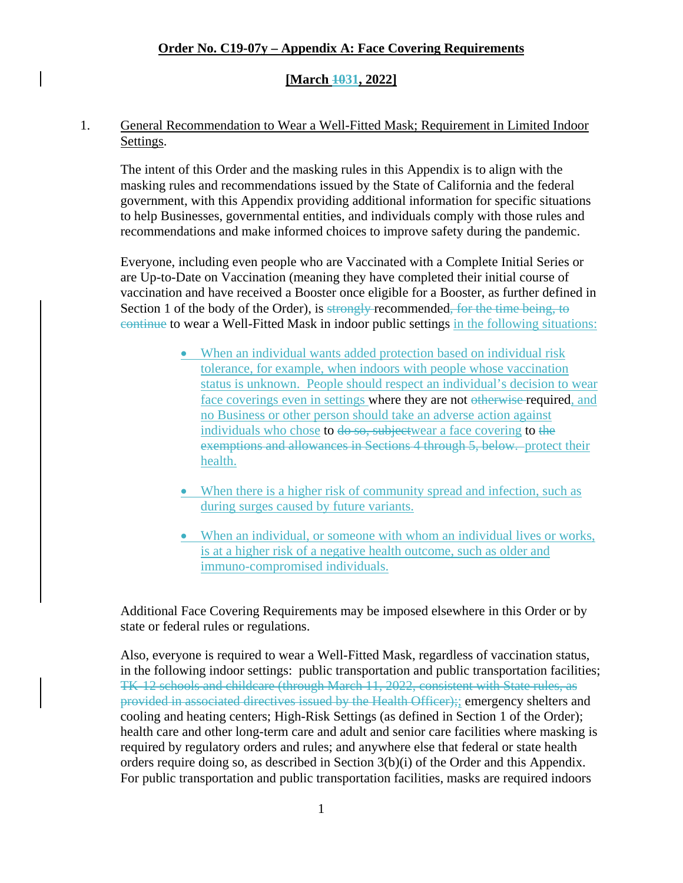**Order No. C19-07y – Appendix A: Face Covering Requirements**

**[March ~~10~~31, 2022]**

1. General Recommendation to Wear a Well-Fitted Mask; Requirement in Limited Indoor Settings.

   The intent of this Order and the masking rules in this Appendix is to align with the masking rules and recommendations issued by the State of California and the federal government, with this Appendix providing additional information for specific situations to help Businesses, governmental entities, and individuals comply with those rules and recommendations and make informed choices to improve safety during the pandemic.

   Everyone, including even people who are Vaccinated with a Complete Initial Series or are Up-to-Date on Vaccination (meaning they have completed their initial course of vaccination and have received a Booster once eligible for a Booster, as further defined in Section 1 of the body of the Order), is ~~strongly~~ recommended~~, for the time being, to continue~~ to wear a Well-Fitted Mask in indoor public settings in the following situations:

   - When an individual wants added protection based on individual risk tolerance, for example, when indoors with people whose vaccination status is unknown. People should respect an individual's decision to wear face coverings even in settings where they are not ~~otherwise~~ required, and no Business or other person should take an adverse action against individuals who chose to ~~do so, subject~~wear a face covering to ~~the exemptions and allowances in Sections 4 through 5, below.~~ protect their health.

   - When there is a higher risk of community spread and infection, such as during surges caused by future variants.

   - When an individual, or someone with whom an individual lives or works, is at a higher risk of a negative health outcome, such as older and immuno-compromised individuals.

   Additional Face Covering Requirements may be imposed elsewhere in this Order or by state or federal rules or regulations.

   Also, everyone is required to wear a Well-Fitted Mask, regardless of vaccination status, in the following indoor settings: public transportation and public transportation facilities; ~~TK-12 schools and childcare (through March 11, 2022, consistent with State rules, as provided in associated directives issued by the Health Officer);~~; emergency shelters and cooling and heating centers; High-Risk Settings (as defined in Section 1 of the Order); health care and other long-term care and adult and senior care facilities where masking is required by regulatory orders and rules; and anywhere else that federal or state health orders require doing so, as described in Section 3(b)(i) of the Order and this Appendix. For public transportation and public transportation facilities, masks are required indoors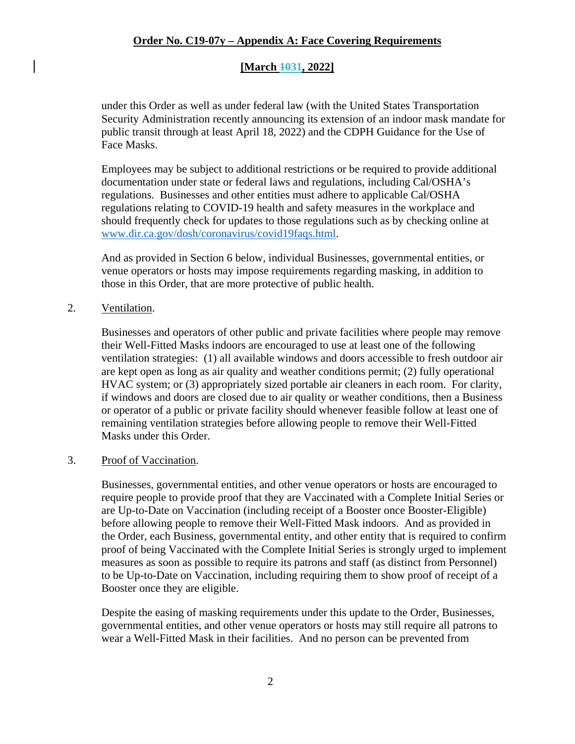under this Order as well as under federal law (with the United States Transportation Security Administration recently announcing its extension of an indoor mask mandate for public transit through at least April 18, 2022) and the CDPH Guidance for the Use of Face Masks.

Employees may be subject to additional restrictions or be required to provide additional documentation under state or federal laws and regulations, including Cal/OSHA's regulations. Businesses and other entities must adhere to applicable Cal/OSHA regulations relating to COVID-19 health and safety measures in the workplace and should frequently check for updates to those regulations such as by checking online at www.dir.ca.gov/dosh/coronavirus/covid19faqs.html.

And as provided in Section 6 below, individual Businesses, governmental entities, or venue operators or hosts may impose requirements regarding masking, in addition to those in this Order, that are more protective of public health.

2. Ventilation.

Businesses and operators of other public and private facilities where people may remove their Well-Fitted Masks indoors are encouraged to use at least one of the following ventilation strategies: (1) all available windows and doors accessible to fresh outdoor air are kept open as long as air quality and weather conditions permit; (2) fully operational HVAC system; or (3) appropriately sized portable air cleaners in each room. For clarity, if windows and doors are closed due to air quality or weather conditions, then a Business or operator of a public or private facility should whenever feasible follow at least one of remaining ventilation strategies before allowing people to remove their Well-Fitted Masks under this Order.

3. Proof of Vaccination.

Businesses, governmental entities, and other venue operators or hosts are encouraged to require people to provide proof that they are Vaccinated with a Complete Initial Series or are Up-to-Date on Vaccination (including receipt of a Booster once Booster-Eligible) before allowing people to remove their Well-Fitted Mask indoors. And as provided in the Order, each Business, governmental entity, and other entity that is required to confirm proof of being Vaccinated with the Complete Initial Series is strongly urged to implement measures as soon as possible to require its patrons and staff (as distinct from Personnel) to be Up-to-Date on Vaccination, including requiring them to show proof of receipt of a Booster once they are eligible.

Despite the easing of masking requirements under this update to the Order, Businesses, governmental entities, and other venue operators or hosts may still require all patrons to wear a Well-Fitted Mask in their facilities. And no person can be prevented from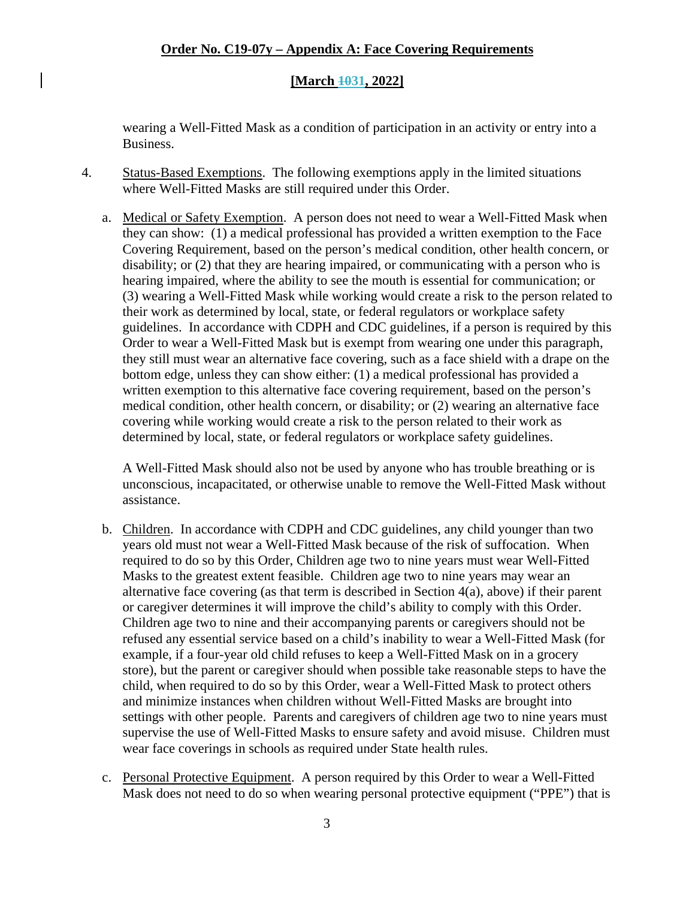wearing a Well-Fitted Mask as a condition of participation in an activity or entry into a Business.

4. Status-Based Exemptions. The following exemptions apply in the limited situations where Well-Fitted Masks are still required under this Order.

   a. Medical or Safety Exemption. A person does not need to wear a Well-Fitted Mask when they can show: (1) a medical professional has provided a written exemption to the Face Covering Requirement, based on the person's medical condition, other health concern, or disability; or (2) that they are hearing impaired, or communicating with a person who is hearing impaired, where the ability to see the mouth is essential for communication; or (3) wearing a Well-Fitted Mask while working would create a risk to the person related to their work as determined by local, state, or federal regulators or workplace safety guidelines. In accordance with CDPH and CDC guidelines, if a person is required by this Order to wear a Well-Fitted Mask but is exempt from wearing one under this paragraph, they still must wear an alternative face covering, such as a face shield with a drape on the bottom edge, unless they can show either: (1) a medical professional has provided a written exemption to this alternative face covering requirement, based on the person's medical condition, other health concern, or disability; or (2) wearing an alternative face covering while working would create a risk to the person related to their work as determined by local, state, or federal regulators or workplace safety guidelines.

      A Well-Fitted Mask should also not be used by anyone who has trouble breathing or is unconscious, incapacitated, or otherwise unable to remove the Well-Fitted Mask without assistance.

   b. Children. In accordance with CDPH and CDC guidelines, any child younger than two years old must not wear a Well-Fitted Mask because of the risk of suffocation. When required to do so by this Order, Children age two to nine years must wear Well-Fitted Masks to the greatest extent feasible. Children age two to nine years may wear an alternative face covering (as that term is described in Section 4(a), above) if their parent or caregiver determines it will improve the child's ability to comply with this Order. Children age two to nine and their accompanying parents or caregivers should not be refused any essential service based on a child's inability to wear a Well-Fitted Mask (for example, if a four-year old child refuses to keep a Well-Fitted Mask on in a grocery store), but the parent or caregiver should when possible take reasonable steps to have the child, when required to do so by this Order, wear a Well-Fitted Mask to protect others and minimize instances when children without Well-Fitted Masks are brought into settings with other people. Parents and caregivers of children age two to nine years must supervise the use of Well-Fitted Masks to ensure safety and avoid misuse. Children must wear face coverings in schools as required under State health rules.

   c. Personal Protective Equipment. A person required by this Order to wear a Well-Fitted Mask does not need to do so when wearing personal protective equipment ("PPE") that is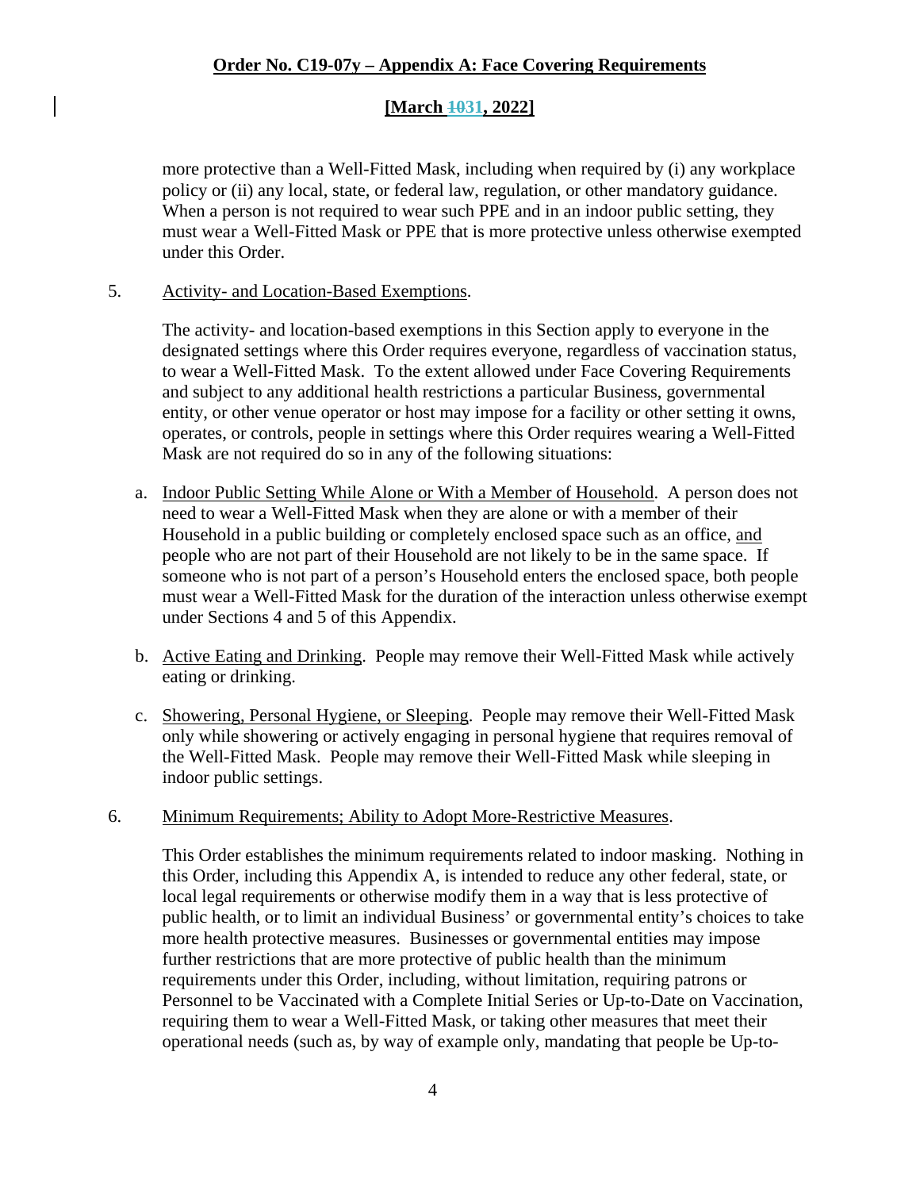more protective than a Well-Fitted Mask, including when required by (i) any workplace policy or (ii) any local, state, or federal law, regulation, or other mandatory guidance. When a person is not required to wear such PPE and in an indoor public setting, they must wear a Well-Fitted Mask or PPE that is more protective unless otherwise exempted under this Order.

5. Activity- and Location-Based Exemptions.

The activity- and location-based exemptions in this Section apply to everyone in the designated settings where this Order requires everyone, regardless of vaccination status, to wear a Well-Fitted Mask. To the extent allowed under Face Covering Requirements and subject to any additional health restrictions a particular Business, governmental entity, or other venue operator or host may impose for a facility or other setting it owns, operates, or controls, people in settings where this Order requires wearing a Well-Fitted Mask are not required do so in any of the following situations:

a. Indoor Public Setting While Alone or With a Member of Household. A person does not need to wear a Well-Fitted Mask when they are alone or with a member of their Household in a public building or completely enclosed space such as an office, and people who are not part of their Household are not likely to be in the same space. If someone who is not part of a person's Household enters the enclosed space, both people must wear a Well-Fitted Mask for the duration of the interaction unless otherwise exempt under Sections 4 and 5 of this Appendix.

b. Active Eating and Drinking. People may remove their Well-Fitted Mask while actively eating or drinking.

c. Showering, Personal Hygiene, or Sleeping. People may remove their Well-Fitted Mask only while showering or actively engaging in personal hygiene that requires removal of the Well-Fitted Mask. People may remove their Well-Fitted Mask while sleeping in indoor public settings.

6. Minimum Requirements; Ability to Adopt More-Restrictive Measures.

This Order establishes the minimum requirements related to indoor masking. Nothing in this Order, including this Appendix A, is intended to reduce any other federal, state, or local legal requirements or otherwise modify them in a way that is less protective of public health, or to limit an individual Business' or governmental entity's choices to take more health protective measures. Businesses or governmental entities may impose further restrictions that are more protective of public health than the minimum requirements under this Order, including, without limitation, requiring patrons or Personnel to be Vaccinated with a Complete Initial Series or Up-to-Date on Vaccination, requiring them to wear a Well-Fitted Mask, or taking other measures that meet their operational needs (such as, by way of example only, mandating that people be Up-to-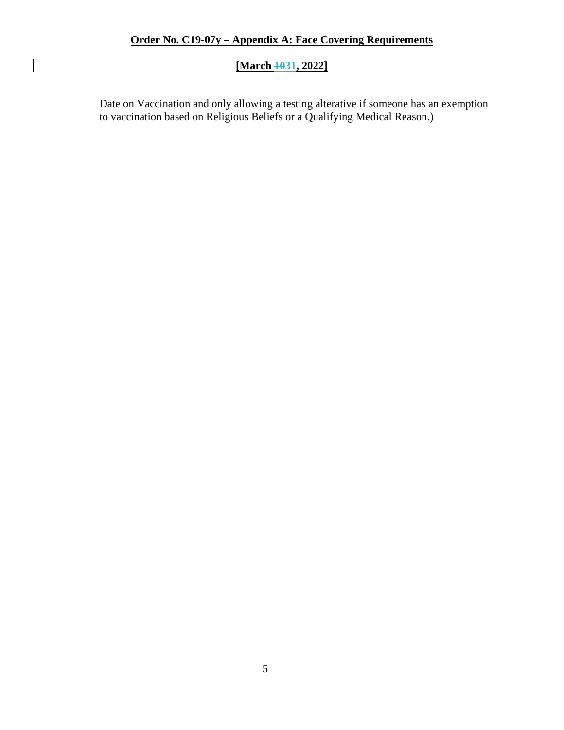Date on Vaccination and only allowing a testing alterative if someone has an exemption to vaccination based on Religious Beliefs or a Qualifying Medical Reason.)